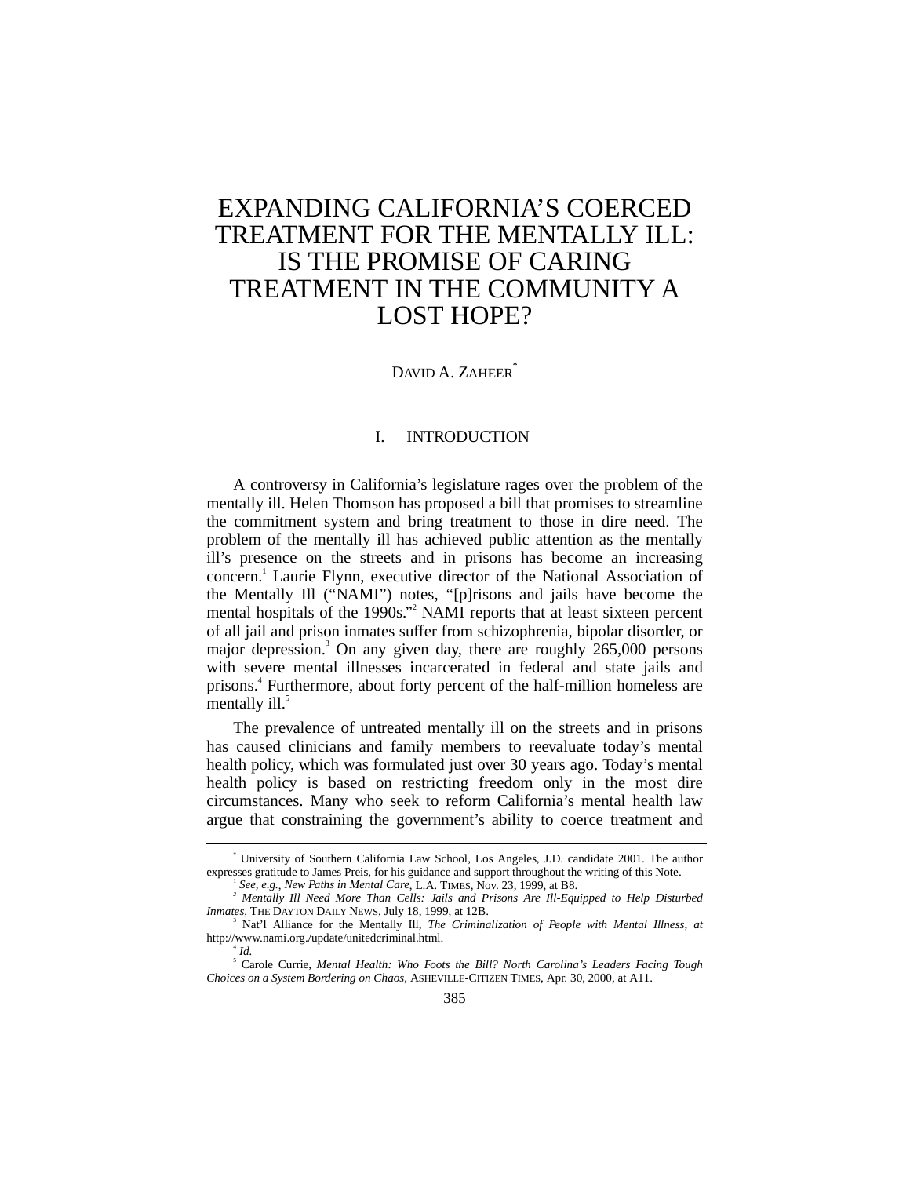# EXPANDING CALIFORNIA'S COERCED TREATMENT FOR THE MENTALLY ILL: IS THE PROMISE OF CARING TREATMENT IN THE COMMUNITY A LOST HOPE?

DAVID A. ZAHEER[*]

## I. INTRODUCTION

A controversy in California's legislature rages over the problem of the mentally ill. Helen Thomson has proposed a bill that promises to streamline the commitment system and bring treatment to those in dire need. The problem of the mentally ill has achieved public attention as the mentally ill's presence on the streets and in prisons has become an increasing concern.[1] Laurie Flynn, executive director of the National Association of the Mentally Ill ("NAMI") notes, "[p]risons and jails have become the mental hospitals of the 1990s."[2] NAMI reports that at least sixteen percent of all jail and prison inmates suffer from schizophrenia, bipolar disorder, or major depression.[3] On any given day, there are roughly 265,000 persons with severe mental illnesses incarcerated in federal and state jails and prisons.[4] Furthermore, about forty percent of the half-million homeless are mentally ill.[5]

The prevalence of untreated mentally ill on the streets and in prisons has caused clinicians and family members to reevaluate today's mental health policy, which was formulated just over 30 years ago. Today's mental health policy is based on restricting freedom only in the most dire circumstances. Many who seek to reform California's mental health law argue that constraining the government's ability to coerce treatment and

---

[*] University of Southern California Law School, Los Angeles, J.D. candidate 2001. The author expresses gratitude to James Preis, for his guidance and support throughout the writing of this Note.

[1] *See, e.g.*, *New Paths in Mental Care*, L.A. TIMES, Nov. 23, 1999, at B8.

[2] *Mentally Ill Need More Than Cells: Jails and Prisons Are Ill-Equipped to Help Disturbed Inmates*, THE DAYTON DAILY NEWS, July 18, 1999, at 12B.

[3] Nat'l Alliance for the Mentally Ill, *The Criminalization of People with Mental Illness*, *at* http://www.nami.org./update/unitedcriminal.html.

[4] *Id.*

[5] Carole Currie, *Mental Health: Who Foots the Bill? North Carolina's Leaders Facing Tough Choices on a System Bordering on Chaos*, ASHEVILLE-CITIZEN TIMES, Apr. 30, 2000, at A11.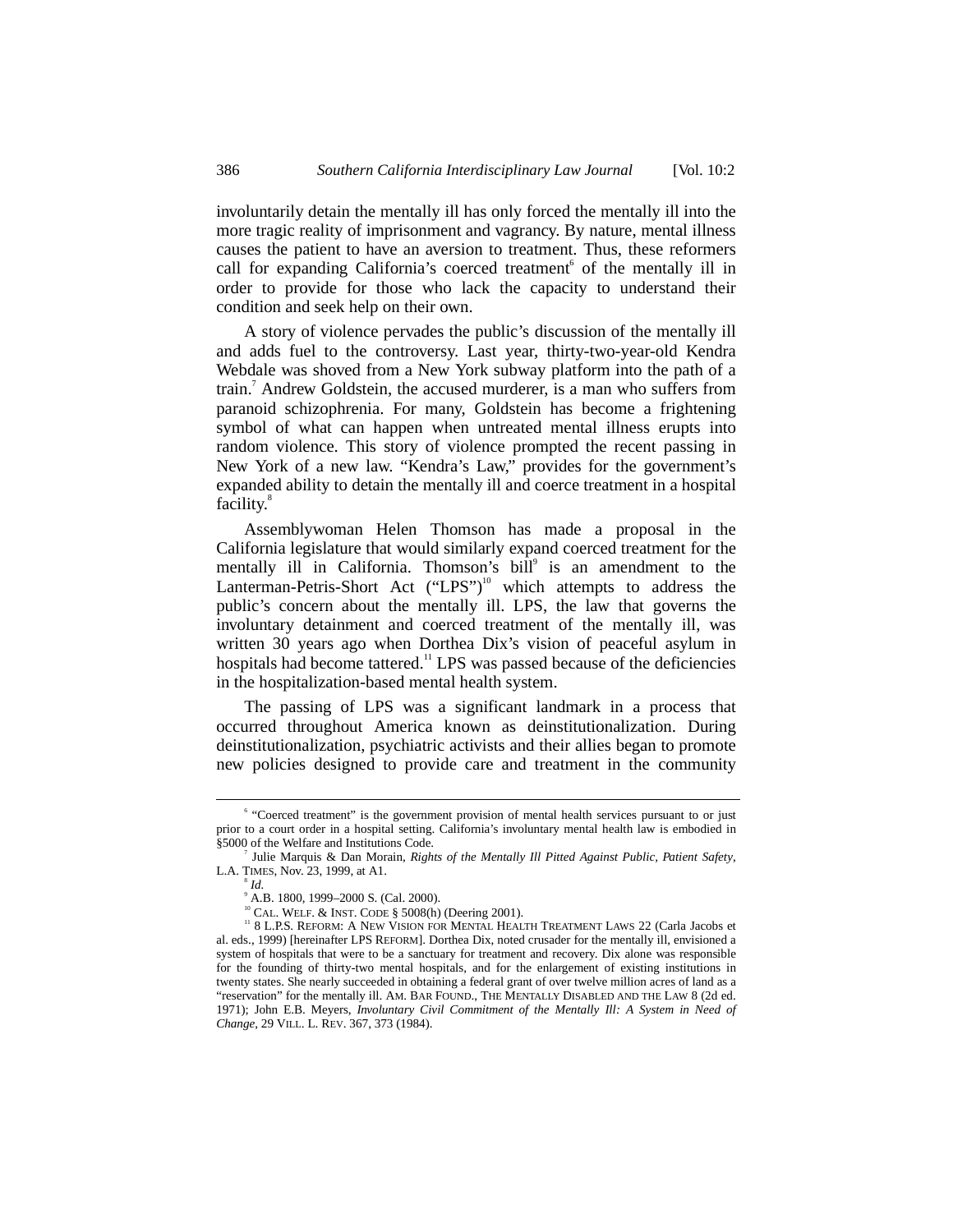involuntarily detain the mentally ill has only forced the mentally ill into the more tragic reality of imprisonment and vagrancy. By nature, mental illness causes the patient to have an aversion to treatment. Thus, these reformers call for expanding California's coerced treatment[6] of the mentally ill in order to provide for those who lack the capacity to understand their condition and seek help on their own.

A story of violence pervades the public's discussion of the mentally ill and adds fuel to the controversy. Last year, thirty-two-year-old Kendra Webdale was shoved from a New York subway platform into the path of a train.[7] Andrew Goldstein, the accused murderer, is a man who suffers from paranoid schizophrenia. For many, Goldstein has become a frightening symbol of what can happen when untreated mental illness erupts into random violence. This story of violence prompted the recent passing in New York of a new law. "Kendra's Law," provides for the government's expanded ability to detain the mentally ill and coerce treatment in a hospital facility.[8]

Assemblywoman Helen Thomson has made a proposal in the California legislature that would similarly expand coerced treatment for the mentally ill in California. Thomson's bill[9] is an amendment to the Lanterman-Petris-Short Act ("LPS")[10] which attempts to address the public's concern about the mentally ill. LPS, the law that governs the involuntary detainment and coerced treatment of the mentally ill, was written 30 years ago when Dorthea Dix's vision of peaceful asylum in hospitals had become tattered.[11] LPS was passed because of the deficiencies in the hospitalization-based mental health system.

The passing of LPS was a significant landmark in a process that occurred throughout America known as deinstitutionalization. During deinstitutionalization, psychiatric activists and their allies began to promote new policies designed to provide care and treatment in the community

---

[6] "Coerced treatment" is the government provision of mental health services pursuant to or just prior to a court order in a hospital setting. California's involuntary mental health law is embodied in §5000 of the Welfare and Institutions Code.

[7] Julie Marquis & Dan Morain, *Rights of the Mentally Ill Pitted Against Public, Patient Safety*, L.A. TIMES, Nov. 23, 1999, at A1.

[8] *Id.*

[9] A.B. 1800, 1999–2000 S. (Cal. 2000).

[10] CAL. WELF. & INST. CODE § 5008(h) (Deering 2001).

[11] 8 L.P.S. REFORM: A NEW VISION FOR MENTAL HEALTH TREATMENT LAWS 22 (Carla Jacobs et al. eds., 1999) [hereinafter LPS REFORM]. Dorthea Dix, noted crusader for the mentally ill, envisioned a system of hospitals that were to be a sanctuary for treatment and recovery. Dix alone was responsible for the founding of thirty-two mental hospitals, and for the enlargement of existing institutions in twenty states. She nearly succeeded in obtaining a federal grant of over twelve million acres of land as a "reservation" for the mentally ill. AM. BAR FOUND., THE MENTALLY DISABLED AND THE LAW 8 (2d ed. 1971); John E.B. Meyers, *Involuntary Civil Commitment of the Mentally Ill: A System in Need of Change*, 29 VILL. L. REV. 367, 373 (1984).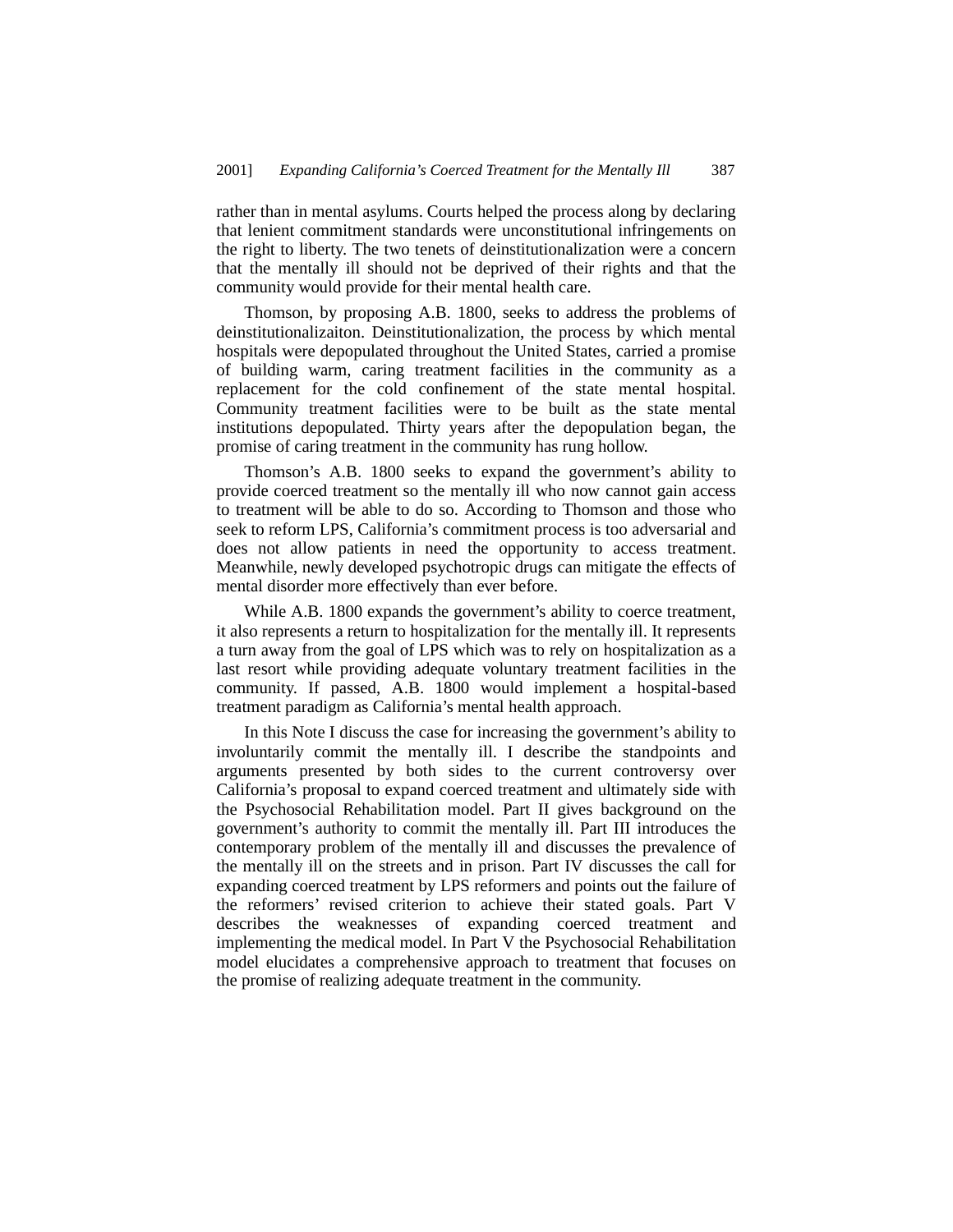rather than in mental asylums. Courts helped the process along by declaring that lenient commitment standards were unconstitutional infringements on the right to liberty. The two tenets of deinstitutionalization were a concern that the mentally ill should not be deprived of their rights and that the community would provide for their mental health care.

Thomson, by proposing A.B. 1800, seeks to address the problems of deinstitutionalizaiton. Deinstitutionalization, the process by which mental hospitals were depopulated throughout the United States, carried a promise of building warm, caring treatment facilities in the community as a replacement for the cold confinement of the state mental hospital. Community treatment facilities were to be built as the state mental institutions depopulated. Thirty years after the depopulation began, the promise of caring treatment in the community has rung hollow.

Thomson's A.B. 1800 seeks to expand the government's ability to provide coerced treatment so the mentally ill who now cannot gain access to treatment will be able to do so. According to Thomson and those who seek to reform LPS, California's commitment process is too adversarial and does not allow patients in need the opportunity to access treatment. Meanwhile, newly developed psychotropic drugs can mitigate the effects of mental disorder more effectively than ever before.

While A.B. 1800 expands the government's ability to coerce treatment, it also represents a return to hospitalization for the mentally ill. It represents a turn away from the goal of LPS which was to rely on hospitalization as a last resort while providing adequate voluntary treatment facilities in the community. If passed, A.B. 1800 would implement a hospital-based treatment paradigm as California's mental health approach.

In this Note I discuss the case for increasing the government's ability to involuntarily commit the mentally ill. I describe the standpoints and arguments presented by both sides to the current controversy over California's proposal to expand coerced treatment and ultimately side with the Psychosocial Rehabilitation model. Part II gives background on the government's authority to commit the mentally ill. Part III introduces the contemporary problem of the mentally ill and discusses the prevalence of the mentally ill on the streets and in prison. Part IV discusses the call for expanding coerced treatment by LPS reformers and points out the failure of the reformers' revised criterion to achieve their stated goals. Part V describes the weaknesses of expanding coerced treatment and implementing the medical model. In Part V the Psychosocial Rehabilitation model elucidates a comprehensive approach to treatment that focuses on the promise of realizing adequate treatment in the community.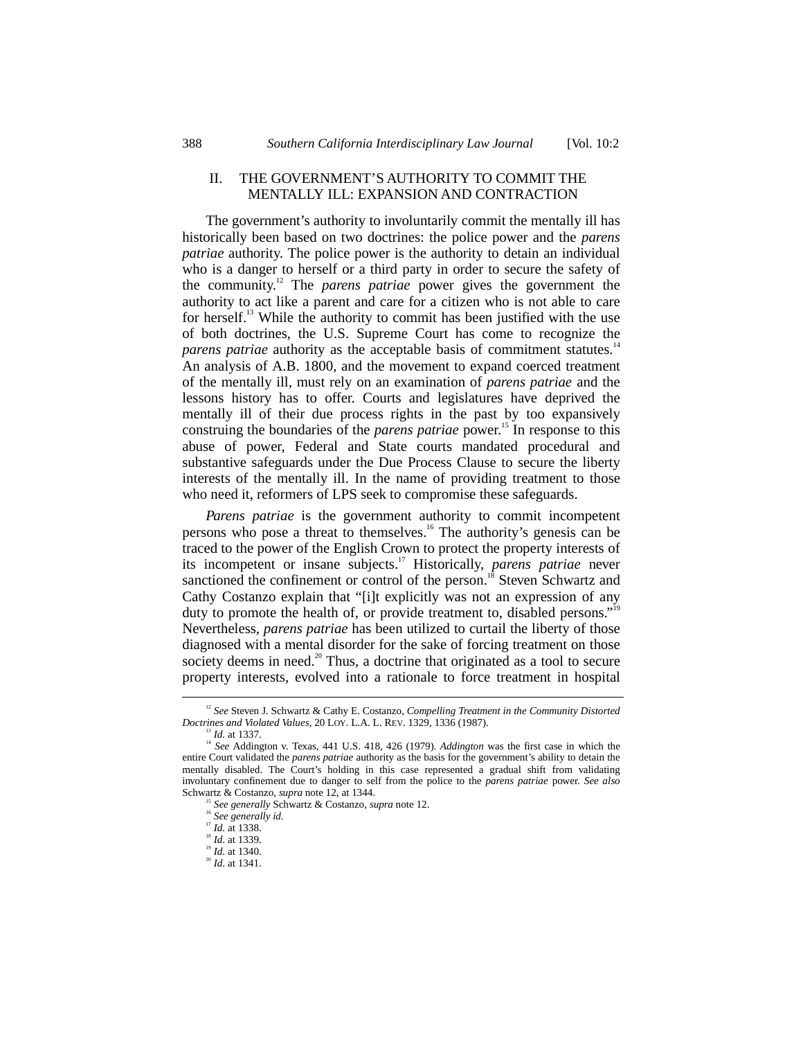## II. THE GOVERNMENT'S AUTHORITY TO COMMIT THE MENTALLY ILL: EXPANSION AND CONTRACTION

The government's authority to involuntarily commit the mentally ill has historically been based on two doctrines: the police power and the *parens patriae* authority. The police power is the authority to detain an individual who is a danger to herself or a third party in order to secure the safety of the community.[12] The *parens patriae* power gives the government the authority to act like a parent and care for a citizen who is not able to care for herself.[13] While the authority to commit has been justified with the use of both doctrines, the U.S. Supreme Court has come to recognize the *parens patriae* authority as the acceptable basis of commitment statutes.[14] An analysis of A.B. 1800, and the movement to expand coerced treatment of the mentally ill, must rely on an examination of *parens patriae* and the lessons history has to offer. Courts and legislatures have deprived the mentally ill of their due process rights in the past by too expansively construing the boundaries of the *parens patriae* power.[15] In response to this abuse of power, Federal and State courts mandated procedural and substantive safeguards under the Due Process Clause to secure the liberty interests of the mentally ill. In the name of providing treatment to those who need it, reformers of LPS seek to compromise these safeguards.

*Parens patriae* is the government authority to commit incompetent persons who pose a threat to themselves.[16] The authority's genesis can be traced to the power of the English Crown to protect the property interests of its incompetent or insane subjects.[17] Historically, *parens patriae* never sanctioned the confinement or control of the person.[18] Steven Schwartz and Cathy Costanzo explain that "[i]t explicitly was not an expression of any duty to promote the health of, or provide treatment to, disabled persons."[19] Nevertheless, *parens patriae* has been utilized to curtail the liberty of those diagnosed with a mental disorder for the sake of forcing treatment on those society deems in need.[20] Thus, a doctrine that originated as a tool to secure property interests, evolved into a rationale to force treatment in hospital

---

[12] *See* Steven J. Schwartz & Cathy E. Costanzo, *Compelling Treatment in the Community Distorted Doctrines and Violated Values*, 20 LOY. L.A. L. REV. 1329, 1336 (1987).

[13] *Id.* at 1337.

[14] *See* Addington v. Texas, 441 U.S. 418, 426 (1979). *Addington* was the first case in which the entire Court validated the *parens patriae* authority as the basis for the government's ability to detain the mentally disabled. The Court's holding in this case represented a gradual shift from validating involuntary confinement due to danger to self from the police to the *parens patriae* power. *See also* Schwartz & Costanzo, *supra* note 12, at 1344.

[15] *See generally* Schwartz & Costanzo, *supra* note 12.

[16] *See generally id.*

[17] *Id.* at 1338.

[18] *Id.* at 1339.

[19] *Id.* at 1340.

[20] *Id.* at 1341.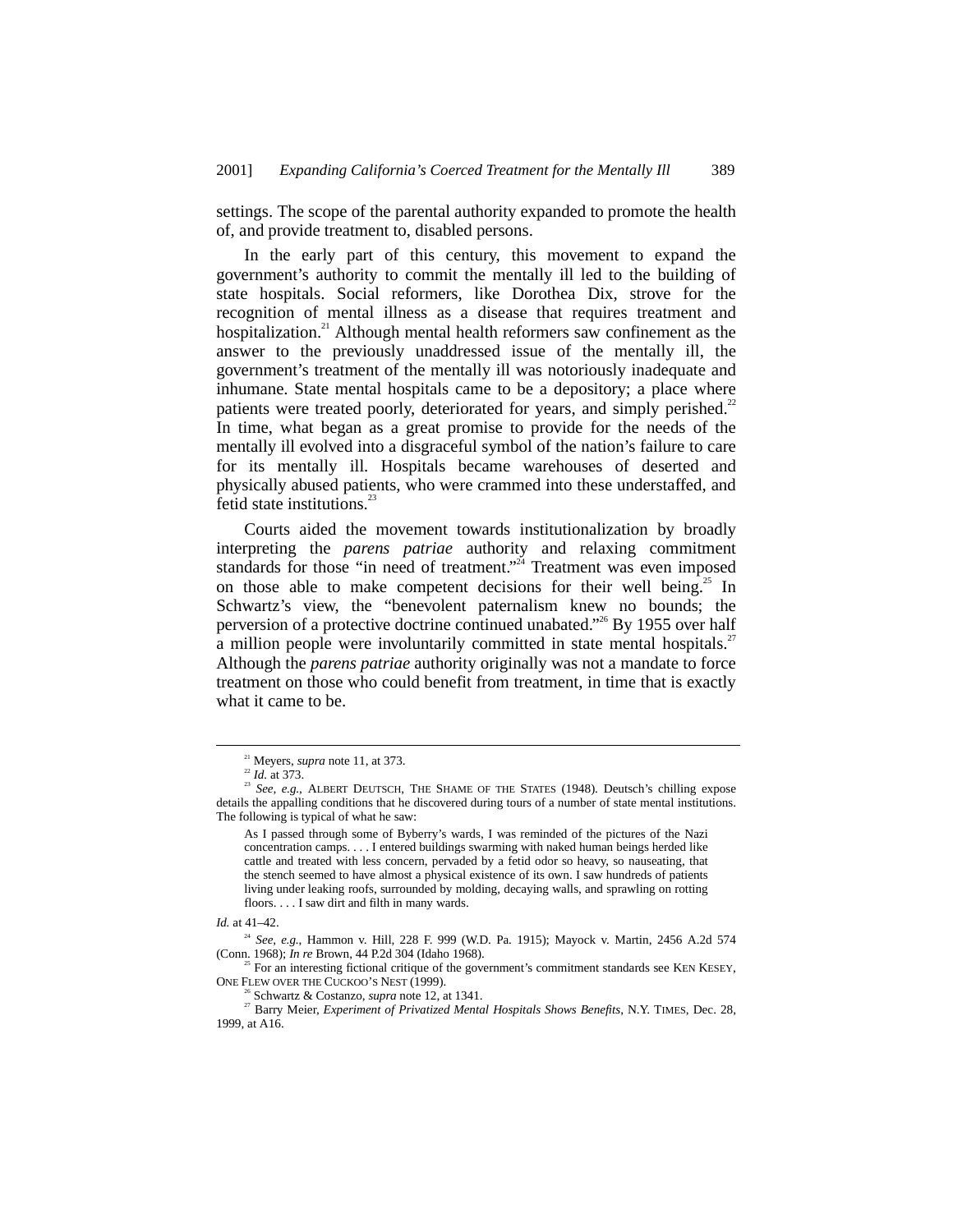settings. The scope of the parental authority expanded to promote the health of, and provide treatment to, disabled persons.

In the early part of this century, this movement to expand the government's authority to commit the mentally ill led to the building of state hospitals. Social reformers, like Dorothea Dix, strove for the recognition of mental illness as a disease that requires treatment and hospitalization.[21] Although mental health reformers saw confinement as the answer to the previously unaddressed issue of the mentally ill, the government's treatment of the mentally ill was notoriously inadequate and inhumane. State mental hospitals came to be a depository; a place where patients were treated poorly, deteriorated for years, and simply perished.[22] In time, what began as a great promise to provide for the needs of the mentally ill evolved into a disgraceful symbol of the nation's failure to care for its mentally ill. Hospitals became warehouses of deserted and physically abused patients, who were crammed into these understaffed, and fetid state institutions.[23]

Courts aided the movement towards institutionalization by broadly interpreting the *parens patriae* authority and relaxing commitment standards for those "in need of treatment."[24] Treatment was even imposed on those able to make competent decisions for their well being.[25] In Schwartz's view, the "benevolent paternalism knew no bounds; the perversion of a protective doctrine continued unabated."[26] By 1955 over half a million people were involuntarily committed in state mental hospitals.[27] Although the *parens patriae* authority originally was not a mandate to force treatment on those who could benefit from treatment, in time that is exactly what it came to be.

---

[21] Meyers, *supra* note 11, at 373.

[22] *Id.* at 373.

[23] *See, e.g.*, ALBERT DEUTSCH, THE SHAME OF THE STATES (1948). Deutsch's chilling expose details the appalling conditions that he discovered during tours of a number of state mental institutions. The following is typical of what he saw:

> As I passed through some of Byberry's wards, I was reminded of the pictures of the Nazi concentration camps. . . . I entered buildings swarming with naked human beings herded like cattle and treated with less concern, pervaded by a fetid odor so heavy, so nauseating, that the stench seemed to have almost a physical existence of its own. I saw hundreds of patients living under leaking roofs, surrounded by molding, decaying walls, and sprawling on rotting floors. . . . I saw dirt and filth in many wards.

*Id.* at 41–42.

[24] *See, e.g.*, Hammon v. Hill, 228 F. 999 (W.D. Pa. 1915); Mayock v. Martin, 2456 A.2d 574 (Conn. 1968); *In re* Brown, 44 P.2d 304 (Idaho 1968).

[25] For an interesting fictional critique of the government's commitment standards see KEN KESEY, ONE FLEW OVER THE CUCKOO'S NEST (1999).

[26] Schwartz & Costanzo, *supra* note 12, at 1341.

[27] Barry Meier, *Experiment of Privatized Mental Hospitals Shows Benefits*, N.Y. TIMES, Dec. 28, 1999, at A16.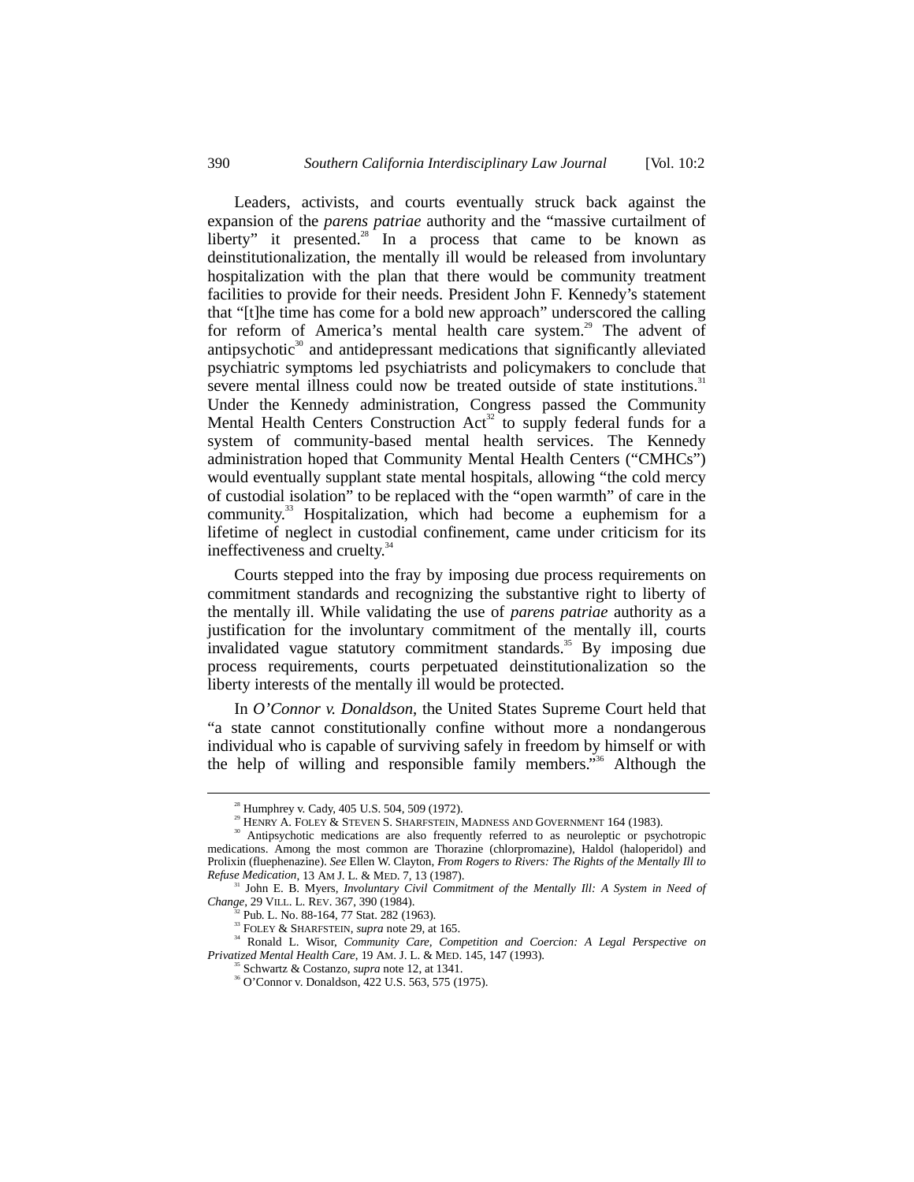Leaders, activists, and courts eventually struck back against the expansion of the *parens patriae* authority and the "massive curtailment of liberty" it presented.[28] In a process that came to be known as deinstitutionalization, the mentally ill would be released from involuntary hospitalization with the plan that there would be community treatment facilities to provide for their needs. President John F. Kennedy's statement that "[t]he time has come for a bold new approach" underscored the calling for reform of America's mental health care system.[29] The advent of antipsychotic[30] and antidepressant medications that significantly alleviated psychiatric symptoms led psychiatrists and policymakers to conclude that severe mental illness could now be treated outside of state institutions.[31] Under the Kennedy administration, Congress passed the Community Mental Health Centers Construction Act[32] to supply federal funds for a system of community-based mental health services. The Kennedy administration hoped that Community Mental Health Centers ("CMHCs") would eventually supplant state mental hospitals, allowing "the cold mercy of custodial isolation" to be replaced with the "open warmth" of care in the community.[33] Hospitalization, which had become a euphemism for a lifetime of neglect in custodial confinement, came under criticism for its ineffectiveness and cruelty.[34]

Courts stepped into the fray by imposing due process requirements on commitment standards and recognizing the substantive right to liberty of the mentally ill. While validating the use of *parens patriae* authority as a justification for the involuntary commitment of the mentally ill, courts invalidated vague statutory commitment standards.[35] By imposing due process requirements, courts perpetuated deinstitutionalization so the liberty interests of the mentally ill would be protected.

In *O'Connor v. Donaldson*, the United States Supreme Court held that "a state cannot constitutionally confine without more a nondangerous individual who is capable of surviving safely in freedom by himself or with the help of willing and responsible family members."[36] Although the

---

[28] Humphrey v. Cady, 405 U.S. 504, 509 (1972).

[29] HENRY A. FOLEY & STEVEN S. SHARFSTEIN, MADNESS AND GOVERNMENT 164 (1983).

[30] Antipsychotic medications are also frequently referred to as neuroleptic or psychotropic medications. Among the most common are Thorazine (chlorpromazine), Haldol (haloperidol) and Prolixin (fluephenazine). *See* Ellen W. Clayton, *From Rogers to Rivers: The Rights of the Mentally Ill to Refuse Medication*, 13 AM J. L. & MED. 7, 13 (1987).

[31] John E. B. Myers, *Involuntary Civil Commitment of the Mentally Ill: A System in Need of Change*, 29 VILL. L. REV. 367, 390 (1984).

[32] Pub. L. No. 88-164, 77 Stat. 282 (1963).

[33] FOLEY & SHARFSTEIN, *supra* note 29, at 165.

[34] Ronald L. Wisor, *Community Care, Competition and Coercion: A Legal Perspective on Privatized Mental Health Care*, 19 AM. J. L. & MED. 145, 147 (1993).

[35] Schwartz & Costanzo, *supra* note 12, at 1341.

[36] O'Connor v. Donaldson, 422 U.S. 563, 575 (1975).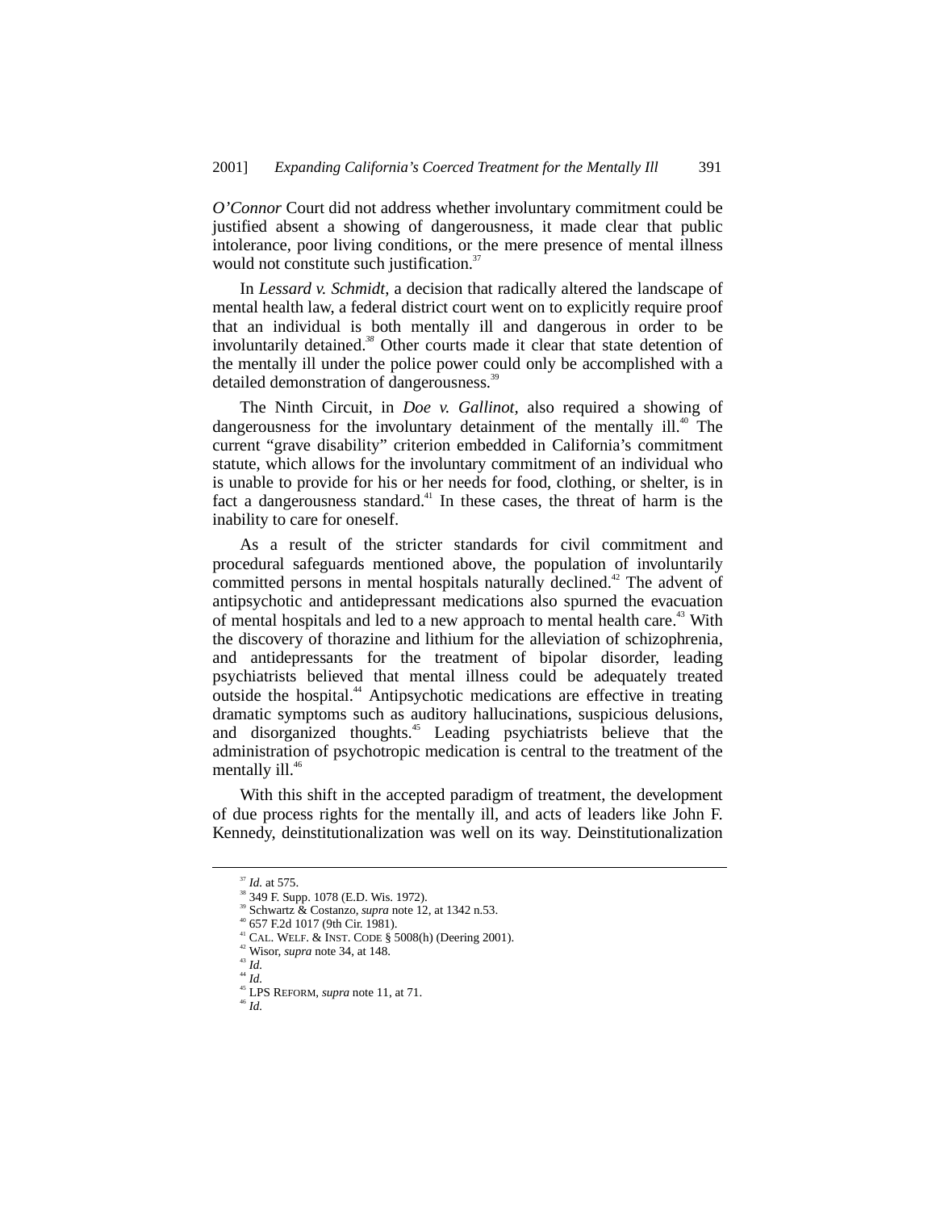*O'Connor* Court did not address whether involuntary commitment could be justified absent a showing of dangerousness, it made clear that public intolerance, poor living conditions, or the mere presence of mental illness would not constitute such justification.[37]

In *Lessard v. Schmidt*, a decision that radically altered the landscape of mental health law, a federal district court went on to explicitly require proof that an individual is both mentally ill and dangerous in order to be involuntarily detained.[38] Other courts made it clear that state detention of the mentally ill under the police power could only be accomplished with a detailed demonstration of dangerousness.[39]

The Ninth Circuit, in *Doe v. Gallinot*, also required a showing of dangerousness for the involuntary detainment of the mentally ill.[40] The current "grave disability" criterion embedded in California's commitment statute, which allows for the involuntary commitment of an individual who is unable to provide for his or her needs for food, clothing, or shelter, is in fact a dangerousness standard.[41] In these cases, the threat of harm is the inability to care for oneself.

As a result of the stricter standards for civil commitment and procedural safeguards mentioned above, the population of involuntarily committed persons in mental hospitals naturally declined.[42] The advent of antipsychotic and antidepressant medications also spurned the evacuation of mental hospitals and led to a new approach to mental health care.[43] With the discovery of thorazine and lithium for the alleviation of schizophrenia, and antidepressants for the treatment of bipolar disorder, leading psychiatrists believed that mental illness could be adequately treated outside the hospital.[44] Antipsychotic medications are effective in treating dramatic symptoms such as auditory hallucinations, suspicious delusions, and disorganized thoughts.[45] Leading psychiatrists believe that the administration of psychotropic medication is central to the treatment of the mentally ill.[46]

With this shift in the accepted paradigm of treatment, the development of due process rights for the mentally ill, and acts of leaders like John F. Kennedy, deinstitutionalization was well on its way. Deinstitutionalization

---

[37] *Id.* at 575.

[38] 349 F. Supp. 1078 (E.D. Wis. 1972).

[39] Schwartz & Costanzo, *supra* note 12, at 1342 n.53.

[40] 657 F.2d 1017 (9th Cir. 1981).

[41] CAL. WELF. & INST. CODE § 5008(h) (Deering 2001).

[42] Wisor, *supra* note 34, at 148.

[43] *Id.*

[44] *Id.*

[45] LPS REFORM, *supra* note 11, at 71.

[46] *Id.*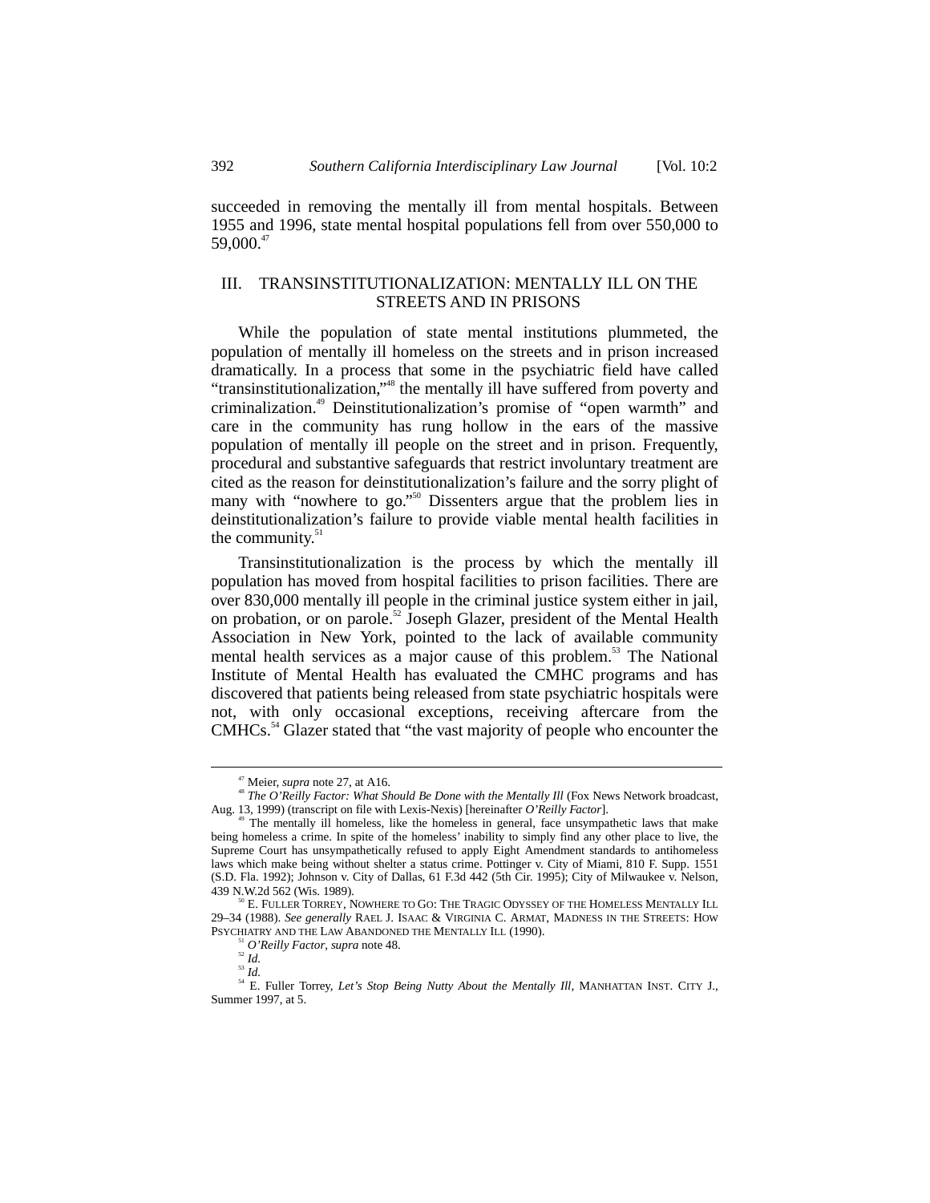succeeded in removing the mentally ill from mental hospitals. Between 1955 and 1996, state mental hospital populations fell from over 550,000 to 59,000.[47]

## III. TRANSINSTITUTIONALIZATION: MENTALLY ILL ON THE STREETS AND IN PRISONS

While the population of state mental institutions plummeted, the population of mentally ill homeless on the streets and in prison increased dramatically. In a process that some in the psychiatric field have called "transinstitutionalization,"[48] the mentally ill have suffered from poverty and criminalization.[49] Deinstitutionalization's promise of "open warmth" and care in the community has rung hollow in the ears of the massive population of mentally ill people on the street and in prison. Frequently, procedural and substantive safeguards that restrict involuntary treatment are cited as the reason for deinstitutionalization's failure and the sorry plight of many with "nowhere to go."[50] Dissenters argue that the problem lies in deinstitutionalization's failure to provide viable mental health facilities in the community.[51]

Transinstitutionalization is the process by which the mentally ill population has moved from hospital facilities to prison facilities. There are over 830,000 mentally ill people in the criminal justice system either in jail, on probation, or on parole.[52] Joseph Glazer, president of the Mental Health Association in New York, pointed to the lack of available community mental health services as a major cause of this problem.[53] The National Institute of Mental Health has evaluated the CMHC programs and has discovered that patients being released from state psychiatric hospitals were not, with only occasional exceptions, receiving aftercare from the CMHCs.[54] Glazer stated that "the vast majority of people who encounter the

---

[47] Meier, *supra* note 27, at A16.

[48] *The O'Reilly Factor: What Should Be Done with the Mentally Ill* (Fox News Network broadcast, Aug. 13, 1999) (transcript on file with Lexis-Nexis) [hereinafter *O'Reilly Factor*].

[49] The mentally ill homeless, like the homeless in general, face unsympathetic laws that make being homeless a crime. In spite of the homeless' inability to simply find any other place to live, the Supreme Court has unsympathetically refused to apply Eight Amendment standards to antihomeless laws which make being without shelter a status crime. Pottinger v. City of Miami, 810 F. Supp. 1551 (S.D. Fla. 1992); Johnson v. City of Dallas, 61 F.3d 442 (5th Cir. 1995); City of Milwaukee v. Nelson, 439 N.W.2d 562 (Wis. 1989).

[50] E. FULLER TORREY, NOWHERE TO GO: THE TRAGIC ODYSSEY OF THE HOMELESS MENTALLY ILL 29–34 (1988). *See generally* RAEL J. ISAAC & VIRGINIA C. ARMAT, MADNESS IN THE STREETS: HOW PSYCHIATRY AND THE LAW ABANDONED THE MENTALLY ILL (1990).

[51] *O'Reilly Factor*, *supra* note 48.

[52] *Id.*

[53] *Id.*

[54] E. Fuller Torrey, *Let's Stop Being Nutty About the Mentally Ill*, MANHATTAN INST. CITY J., Summer 1997, at 5.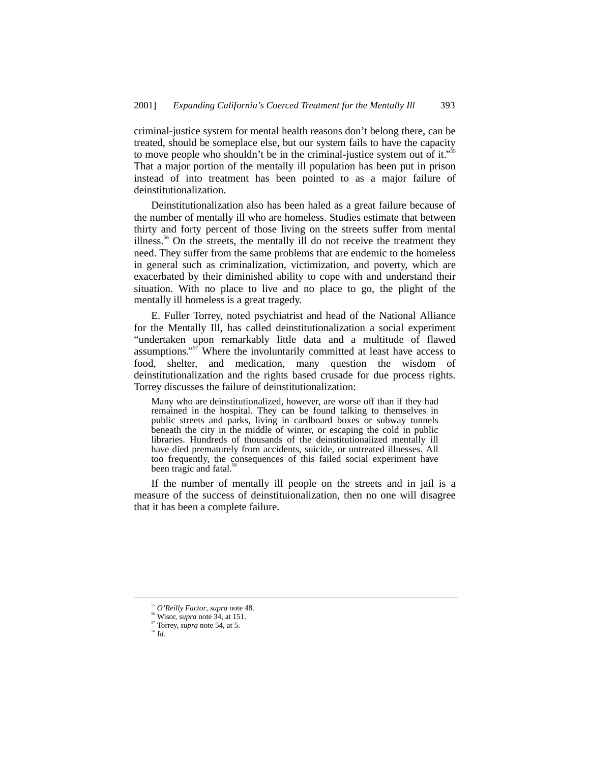criminal-justice system for mental health reasons don't belong there, can be treated, should be someplace else, but our system fails to have the capacity to move people who shouldn't be in the criminal-justice system out of it."[55] That a major portion of the mentally ill population has been put in prison instead of into treatment has been pointed to as a major failure of deinstitutionalization.

Deinstitutionalization also has been haled as a great failure because of the number of mentally ill who are homeless. Studies estimate that between thirty and forty percent of those living on the streets suffer from mental illness.[56] On the streets, the mentally ill do not receive the treatment they need. They suffer from the same problems that are endemic to the homeless in general such as criminalization, victimization, and poverty, which are exacerbated by their diminished ability to cope with and understand their situation. With no place to live and no place to go, the plight of the mentally ill homeless is a great tragedy.

E. Fuller Torrey, noted psychiatrist and head of the National Alliance for the Mentally Ill, has called deinstitutionalization a social experiment "undertaken upon remarkably little data and a multitude of flawed assumptions."[57] Where the involuntarily committed at least have access to food, shelter, and medication, many question the wisdom of deinstitutionalization and the rights based crusade for due process rights. Torrey discusses the failure of deinstitutionalization:

> Many who are deinstitutionalized, however, are worse off than if they had remained in the hospital. They can be found talking to themselves in public streets and parks, living in cardboard boxes or subway tunnels beneath the city in the middle of winter, or escaping the cold in public libraries. Hundreds of thousands of the deinstitutionalized mentally ill have died prematurely from accidents, suicide, or untreated illnesses. All too frequently, the consequences of this failed social experiment have been tragic and fatal.[58]

If the number of mentally ill people on the streets and in jail is a measure of the success of deinstituionalization, then no one will disagree that it has been a complete failure.

---

[55] *O'Reilly Factor*, *supra* note 48.

[56] Wisor, *supra* note 34, at 151.

[57] Torrey, *supra* note 54, at 5.

[58] *Id.*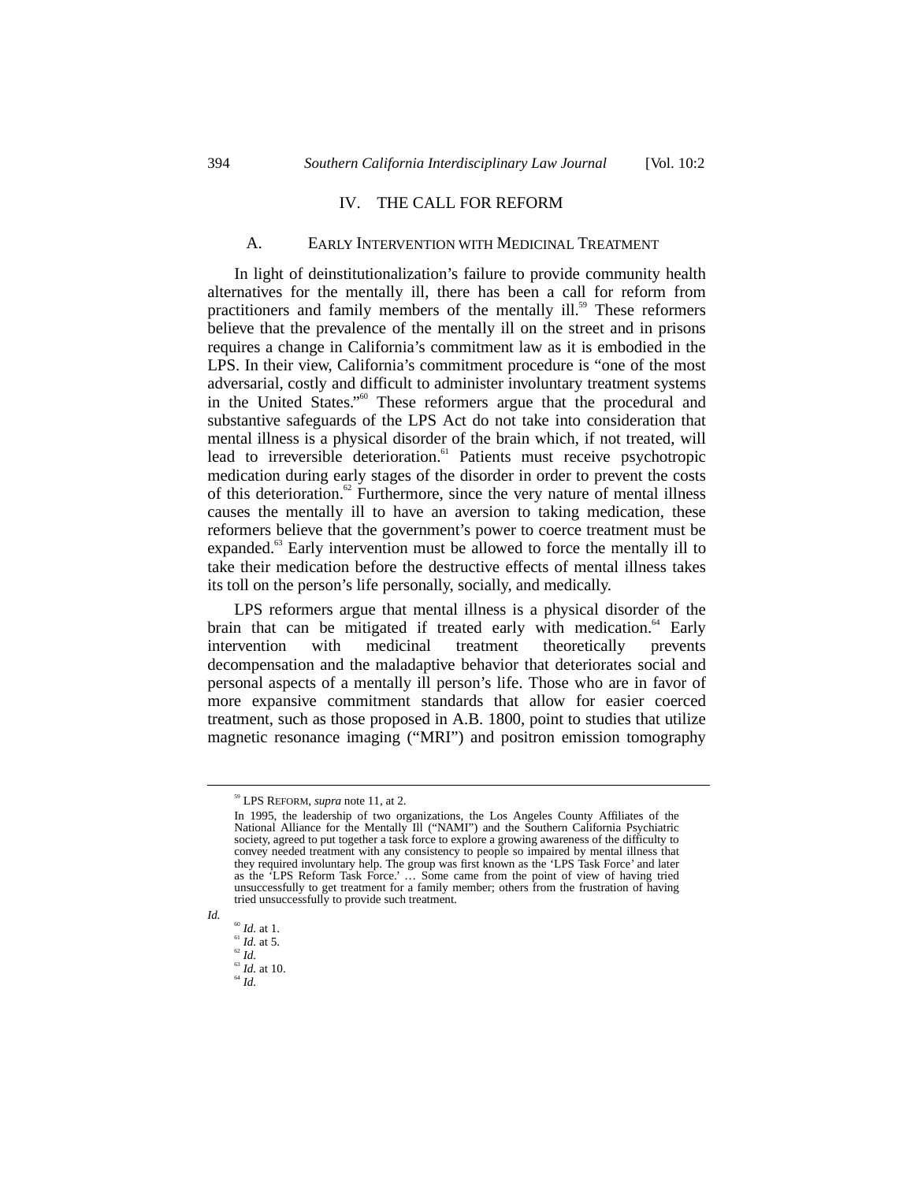## IV. THE CALL FOR REFORM

### A. EARLY INTERVENTION WITH MEDICINAL TREATMENT

In light of deinstitutionalization's failure to provide community health alternatives for the mentally ill, there has been a call for reform from practitioners and family members of the mentally ill.[59] These reformers believe that the prevalence of the mentally ill on the street and in prisons requires a change in California's commitment law as it is embodied in the LPS. In their view, California's commitment procedure is "one of the most adversarial, costly and difficult to administer involuntary treatment systems in the United States."[60] These reformers argue that the procedural and substantive safeguards of the LPS Act do not take into consideration that mental illness is a physical disorder of the brain which, if not treated, will lead to irreversible deterioration.[61] Patients must receive psychotropic medication during early stages of the disorder in order to prevent the costs of this deterioration.[62] Furthermore, since the very nature of mental illness causes the mentally ill to have an aversion to taking medication, these reformers believe that the government's power to coerce treatment must be expanded.[63] Early intervention must be allowed to force the mentally ill to take their medication before the destructive effects of mental illness takes its toll on the person's life personally, socially, and medically.

LPS reformers argue that mental illness is a physical disorder of the brain that can be mitigated if treated early with medication.[64] Early intervention with medicinal treatment theoretically prevents decompensation and the maladaptive behavior that deteriorates social and personal aspects of a mentally ill person's life. Those who are in favor of more expansive commitment standards that allow for easier coerced treatment, such as those proposed in A.B. 1800, point to studies that utilize magnetic resonance imaging ("MRI") and positron emission tomography

---

[59] LPS REFORM, *supra* note 11, at 2.

> In 1995, the leadership of two organizations, the Los Angeles County Affiliates of the National Alliance for the Mentally Ill ("NAMI") and the Southern California Psychiatric society, agreed to put together a task force to explore a growing awareness of the difficulty to convey needed treatment with any consistency to people so impaired by mental illness that they required involuntary help. The group was first known as the 'LPS Task Force' and later as the 'LPS Reform Task Force.' … Some came from the point of view of having tried unsuccessfully to get treatment for a family member; others from the frustration of having tried unsuccessfully to provide such treatment.

*Id.*

[60] *Id.* at 1.

[61] *Id.* at 5.

[62] *Id.*

[63] *Id.* at 10.

[64] *Id.*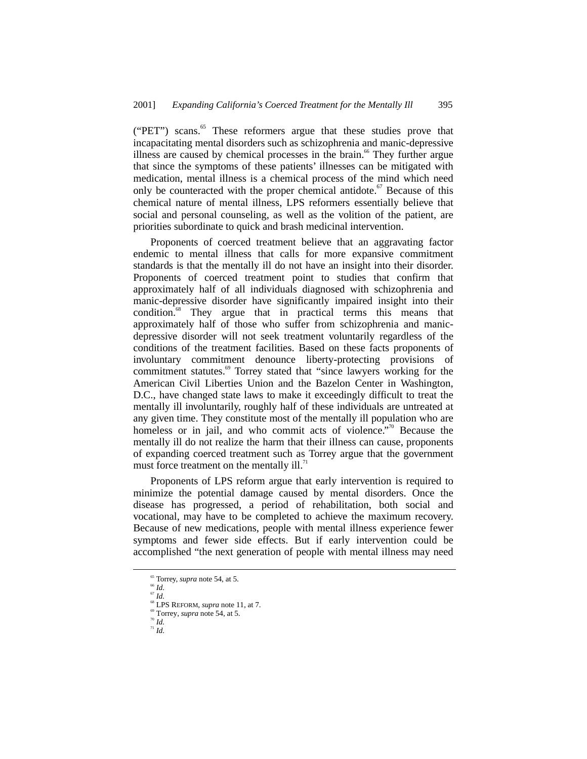("PET") scans.[65] These reformers argue that these studies prove that incapacitating mental disorders such as schizophrenia and manic-depressive illness are caused by chemical processes in the brain.[66] They further argue that since the symptoms of these patients' illnesses can be mitigated with medication, mental illness is a chemical process of the mind which need only be counteracted with the proper chemical antidote.[67] Because of this chemical nature of mental illness, LPS reformers essentially believe that social and personal counseling, as well as the volition of the patient, are priorities subordinate to quick and brash medicinal intervention.

Proponents of coerced treatment believe that an aggravating factor endemic to mental illness that calls for more expansive commitment standards is that the mentally ill do not have an insight into their disorder. Proponents of coerced treatment point to studies that confirm that approximately half of all individuals diagnosed with schizophrenia and manic-depressive disorder have significantly impaired insight into their condition.[68] They argue that in practical terms this means that approximately half of those who suffer from schizophrenia and manic-depressive disorder will not seek treatment voluntarily regardless of the conditions of the treatment facilities. Based on these facts proponents of involuntary commitment denounce liberty-protecting provisions of commitment statutes.[69] Torrey stated that "since lawyers working for the American Civil Liberties Union and the Bazelon Center in Washington, D.C., have changed state laws to make it exceedingly difficult to treat the mentally ill involuntarily, roughly half of these individuals are untreated at any given time. They constitute most of the mentally ill population who are homeless or in jail, and who commit acts of violence."[70] Because the mentally ill do not realize the harm that their illness can cause, proponents of expanding coerced treatment such as Torrey argue that the government must force treatment on the mentally ill.[71]

Proponents of LPS reform argue that early intervention is required to minimize the potential damage caused by mental disorders. Once the disease has progressed, a period of rehabilitation, both social and vocational, may have to be completed to achieve the maximum recovery. Because of new medications, people with mental illness experience fewer symptoms and fewer side effects. But if early intervention could be accomplished "the next generation of people with mental illness may need

---

[65] Torrey, *supra* note 54, at 5.

[66] *Id.*

[67] *Id.*

[68] LPS REFORM, *supra* note 11, at 7.

[69] Torrey, *supra* note 54, at 5.

[70] *Id.*

[71] *Id.*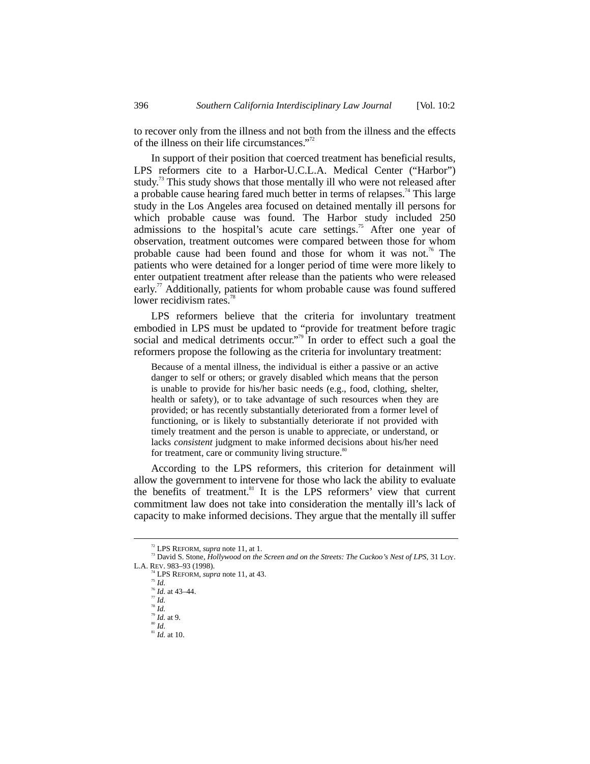to recover only from the illness and not both from the illness and the effects of the illness on their life circumstances."[72]

In support of their position that coerced treatment has beneficial results, LPS reformers cite to a Harbor-U.C.L.A. Medical Center ("Harbor") study.[73] This study shows that those mentally ill who were not released after a probable cause hearing fared much better in terms of relapses.[74] This large study in the Los Angeles area focused on detained mentally ill persons for which probable cause was found. The Harbor study included 250 admissions to the hospital's acute care settings.[75] After one year of observation, treatment outcomes were compared between those for whom probable cause had been found and those for whom it was not.[76] The patients who were detained for a longer period of time were more likely to enter outpatient treatment after release than the patients who were released early.[77] Additionally, patients for whom probable cause was found suffered lower recidivism rates.[78]

LPS reformers believe that the criteria for involuntary treatment embodied in LPS must be updated to "provide for treatment before tragic social and medical detriments occur."[79] In order to effect such a goal the reformers propose the following as the criteria for involuntary treatment:

> Because of a mental illness, the individual is either a passive or an active danger to self or others; or gravely disabled which means that the person is unable to provide for his/her basic needs (e.g., food, clothing, shelter, health or safety), or to take advantage of such resources when they are provided; or has recently substantially deteriorated from a former level of functioning, or is likely to substantially deteriorate if not provided with timely treatment and the person is unable to appreciate, or understand, or lacks *consistent* judgment to make informed decisions about his/her need for treatment, care or community living structure.[80]

According to the LPS reformers, this criterion for detainment will allow the government to intervene for those who lack the ability to evaluate the benefits of treatment.[81] It is the LPS reformers' view that current commitment law does not take into consideration the mentally ill's lack of capacity to make informed decisions. They argue that the mentally ill suffer

---

[72] LPS REFORM, *supra* note 11, at 1.

[73] David S. Stone, *Hollywood on the Screen and on the Streets: The Cuckoo's Nest of LPS*, 31 LOY. L.A. REV. 983–93 (1998).

[74] LPS REFORM, *supra* note 11, at 43.

[75] *Id.*

[76] *Id.* at 43–44.

[77] *Id.*

[78] *Id.*

[79] *Id.* at 9.

[80] *Id.*

[81] *Id.* at 10.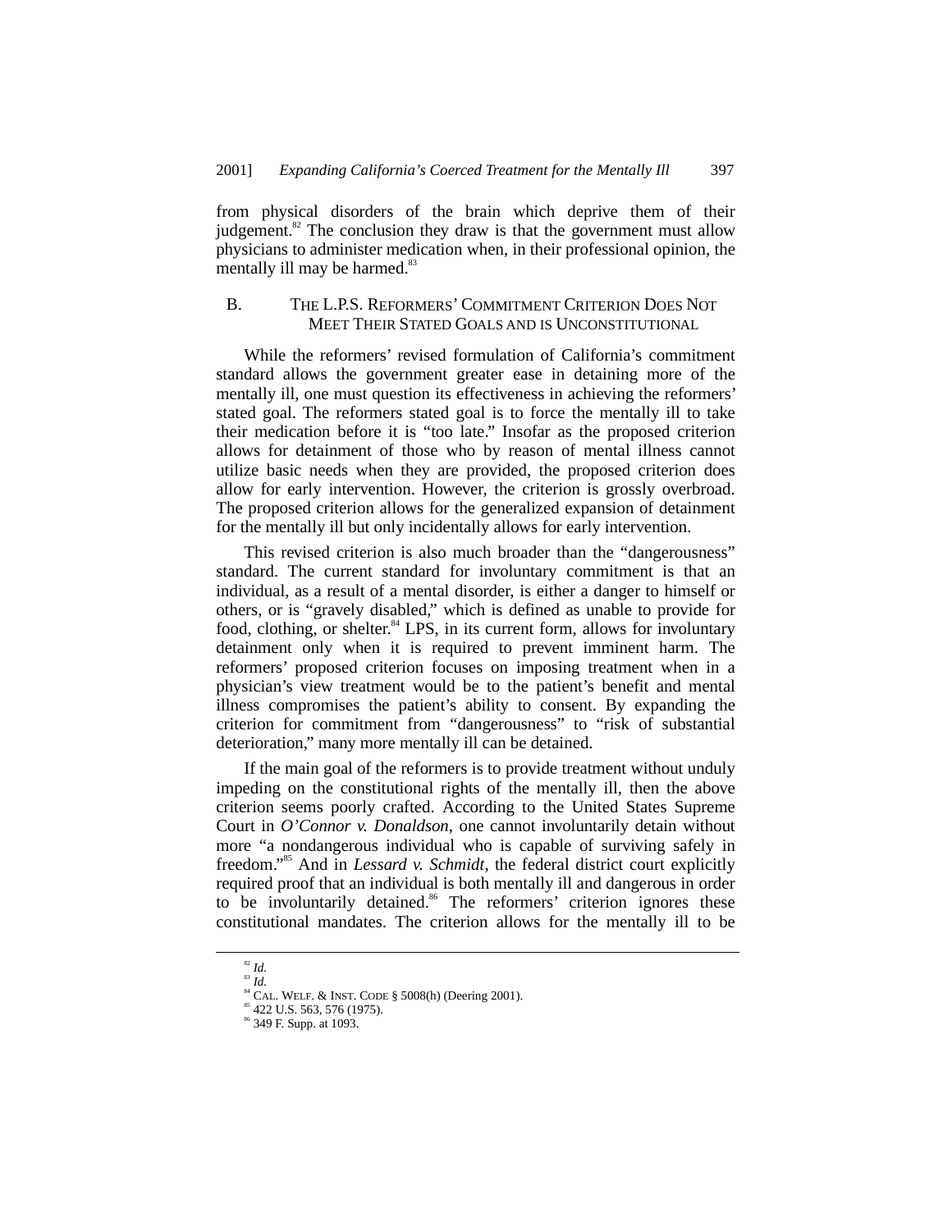from physical disorders of the brain which deprive them of their judgement.[82] The conclusion they draw is that the government must allow physicians to administer medication when, in their professional opinion, the mentally ill may be harmed.[83]

### B. THE L.P.S. REFORMERS' COMMITMENT CRITERION DOES NOT MEET THEIR STATED GOALS AND IS UNCONSTITUTIONAL

While the reformers' revised formulation of California's commitment standard allows the government greater ease in detaining more of the mentally ill, one must question its effectiveness in achieving the reformers' stated goal. The reformers stated goal is to force the mentally ill to take their medication before it is "too late." Insofar as the proposed criterion allows for detainment of those who by reason of mental illness cannot utilize basic needs when they are provided, the proposed criterion does allow for early intervention. However, the criterion is grossly overbroad. The proposed criterion allows for the generalized expansion of detainment for the mentally ill but only incidentally allows for early intervention.

This revised criterion is also much broader than the "dangerousness" standard. The current standard for involuntary commitment is that an individual, as a result of a mental disorder, is either a danger to himself or others, or is "gravely disabled," which is defined as unable to provide for food, clothing, or shelter.[84] LPS, in its current form, allows for involuntary detainment only when it is required to prevent imminent harm. The reformers' proposed criterion focuses on imposing treatment when in a physician's view treatment would be to the patient's benefit and mental illness compromises the patient's ability to consent. By expanding the criterion for commitment from "dangerousness" to "risk of substantial deterioration," many more mentally ill can be detained.

If the main goal of the reformers is to provide treatment without unduly impeding on the constitutional rights of the mentally ill, then the above criterion seems poorly crafted. According to the United States Supreme Court in *O'Connor v. Donaldson*, one cannot involuntarily detain without more "a nondangerous individual who is capable of surviving safely in freedom."[85] And in *Lessard v. Schmidt*, the federal district court explicitly required proof that an individual is both mentally ill and dangerous in order to be involuntarily detained.[86] The reformers' criterion ignores these constitutional mandates. The criterion allows for the mentally ill to be

---

[82] *Id.*
[83] *Id.*
[84] CAL. WELF. & INST. CODE § 5008(h) (Deering 2001).
[85] 422 U.S. 563, 576 (1975).
[86] 349 F. Supp. at 1093.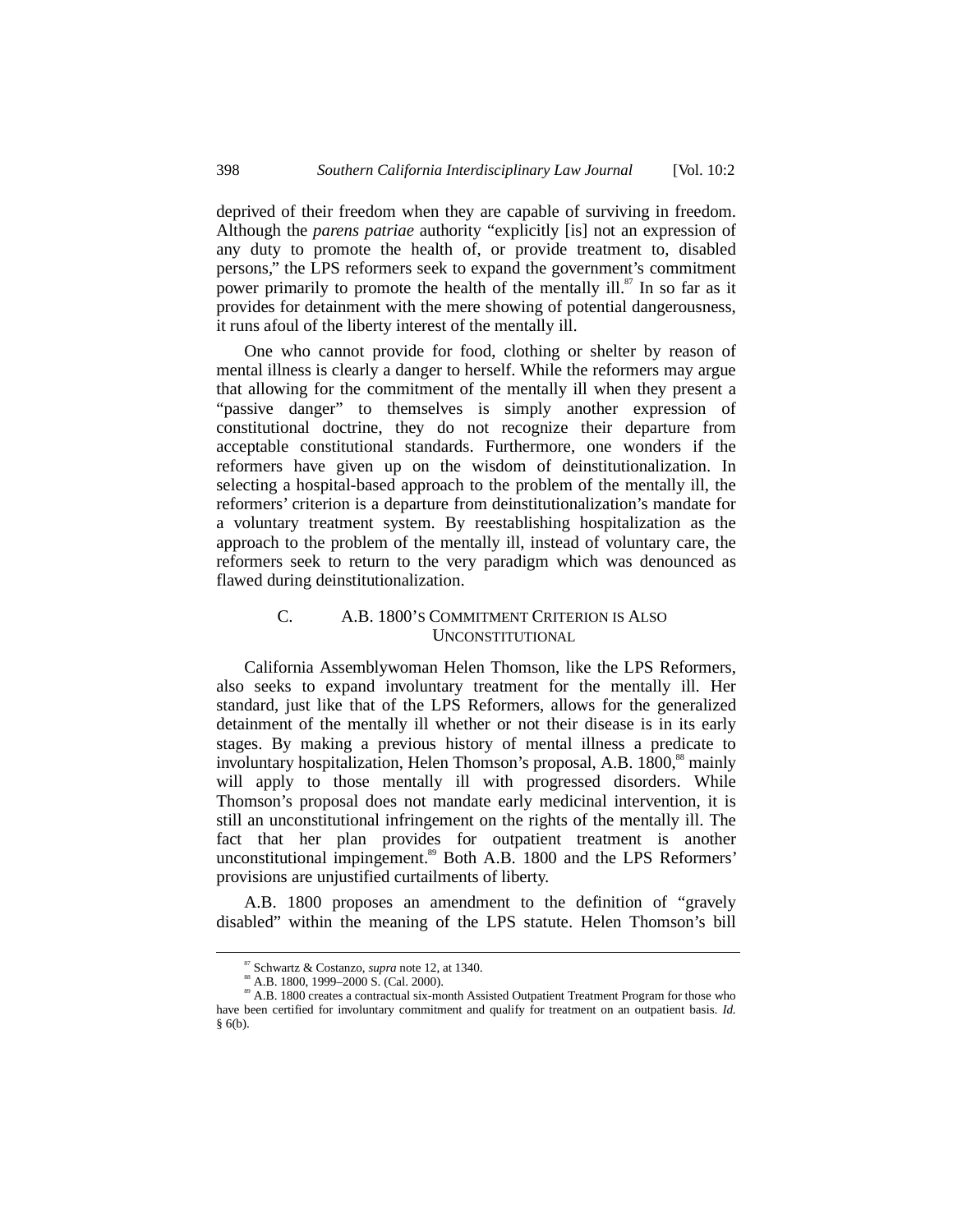deprived of their freedom when they are capable of surviving in freedom. Although the *parens patriae* authority "explicitly [is] not an expression of any duty to promote the health of, or provide treatment to, disabled persons," the LPS reformers seek to expand the government's commitment power primarily to promote the health of the mentally ill.[87] In so far as it provides for detainment with the mere showing of potential dangerousness, it runs afoul of the liberty interest of the mentally ill.

One who cannot provide for food, clothing or shelter by reason of mental illness is clearly a danger to herself. While the reformers may argue that allowing for the commitment of the mentally ill when they present a "passive danger" to themselves is simply another expression of constitutional doctrine, they do not recognize their departure from acceptable constitutional standards. Furthermore, one wonders if the reformers have given up on the wisdom of deinstitutionalization. In selecting a hospital-based approach to the problem of the mentally ill, the reformers' criterion is a departure from deinstitutionalization's mandate for a voluntary treatment system. By reestablishing hospitalization as the approach to the problem of the mentally ill, instead of voluntary care, the reformers seek to return to the very paradigm which was denounced as flawed during deinstitutionalization.

### C. A.B. 1800's Commitment Criterion is Also Unconstitutional

California Assemblywoman Helen Thomson, like the LPS Reformers, also seeks to expand involuntary treatment for the mentally ill. Her standard, just like that of the LPS Reformers, allows for the generalized detainment of the mentally ill whether or not their disease is in its early stages. By making a previous history of mental illness a predicate to involuntary hospitalization, Helen Thomson's proposal, A.B. 1800,[88] mainly will apply to those mentally ill with progressed disorders. While Thomson's proposal does not mandate early medicinal intervention, it is still an unconstitutional infringement on the rights of the mentally ill. The fact that her plan provides for outpatient treatment is another unconstitutional impingement.[89] Both A.B. 1800 and the LPS Reformers' provisions are unjustified curtailments of liberty.

A.B. 1800 proposes an amendment to the definition of "gravely disabled" within the meaning of the LPS statute. Helen Thomson's bill

---

[87] Schwartz & Costanzo, *supra* note 12, at 1340.

[88] A.B. 1800, 1999–2000 S. (Cal. 2000).

[89] A.B. 1800 creates a contractual six-month Assisted Outpatient Treatment Program for those who have been certified for involuntary commitment and qualify for treatment on an outpatient basis. *Id.* § 6(b).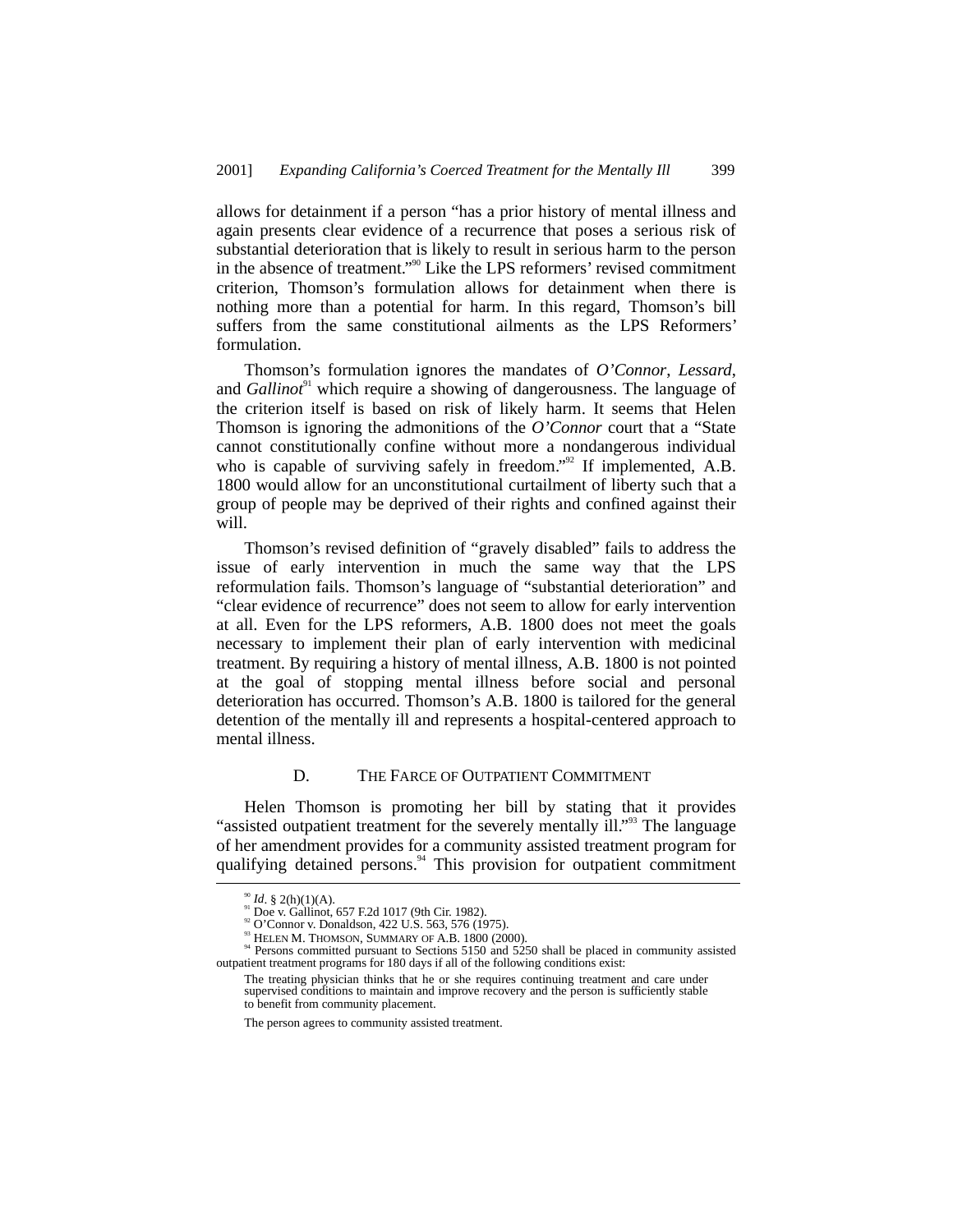allows for detainment if a person "has a prior history of mental illness and again presents clear evidence of a recurrence that poses a serious risk of substantial deterioration that is likely to result in serious harm to the person in the absence of treatment."[90] Like the LPS reformers' revised commitment criterion, Thomson's formulation allows for detainment when there is nothing more than a potential for harm. In this regard, Thomson's bill suffers from the same constitutional ailments as the LPS Reformers' formulation.

Thomson's formulation ignores the mandates of *O'Connor*, *Lessard*, and *Gallinot*[91] which require a showing of dangerousness. The language of the criterion itself is based on risk of likely harm. It seems that Helen Thomson is ignoring the admonitions of the *O'Connor* court that a "State cannot constitutionally confine without more a nondangerous individual who is capable of surviving safely in freedom."[92] If implemented, A.B. 1800 would allow for an unconstitutional curtailment of liberty such that a group of people may be deprived of their rights and confined against their will.

Thomson's revised definition of "gravely disabled" fails to address the issue of early intervention in much the same way that the LPS reformulation fails. Thomson's language of "substantial deterioration" and "clear evidence of recurrence" does not seem to allow for early intervention at all. Even for the LPS reformers, A.B. 1800 does not meet the goals necessary to implement their plan of early intervention with medicinal treatment. By requiring a history of mental illness, A.B. 1800 is not pointed at the goal of stopping mental illness before social and personal deterioration has occurred. Thomson's A.B. 1800 is tailored for the general detention of the mentally ill and represents a hospital-centered approach to mental illness.

### D. THE FARCE OF OUTPATIENT COMMITMENT

Helen Thomson is promoting her bill by stating that it provides "assisted outpatient treatment for the severely mentally ill."[93] The language of her amendment provides for a community assisted treatment program for qualifying detained persons.[94] This provision for outpatient commitment

---

[90] *Id*. § 2(h)(1)(A).

[91] Doe v. Gallinot, 657 F.2d 1017 (9th Cir. 1982).

[92] O'Connor v. Donaldson, 422 U.S. 563, 576 (1975).

[93] HELEN M. THOMSON, SUMMARY OF A.B. 1800 (2000).

[94] Persons committed pursuant to Sections 5150 and 5250 shall be placed in community assisted outpatient treatment programs for 180 days if all of the following conditions exist:

> The treating physician thinks that he or she requires continuing treatment and care under supervised conditions to maintain and improve recovery and the person is sufficiently stable to benefit from community placement.
>
> The person agrees to community assisted treatment.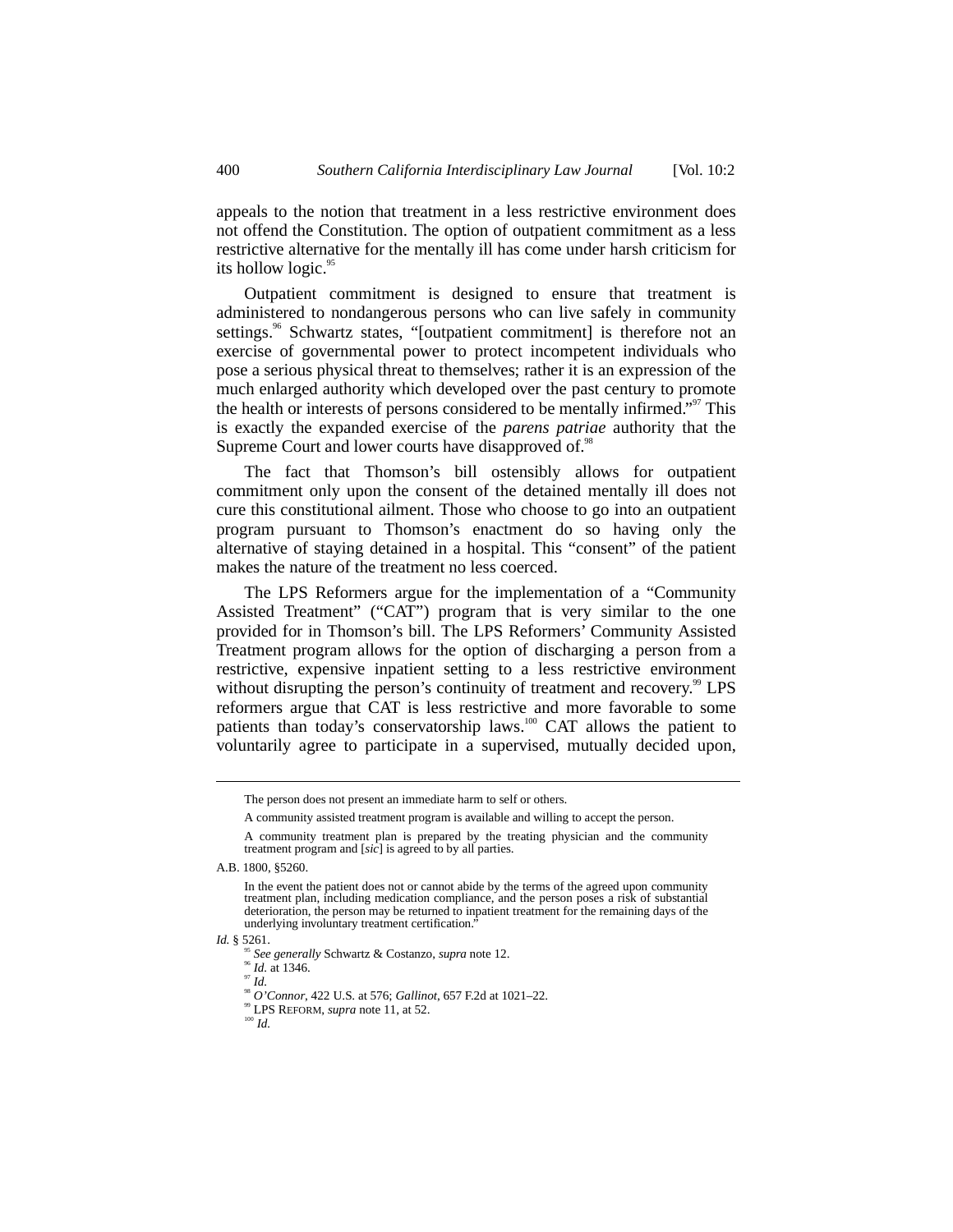appeals to the notion that treatment in a less restrictive environment does not offend the Constitution. The option of outpatient commitment as a less restrictive alternative for the mentally ill has come under harsh criticism for its hollow logic.[95]

Outpatient commitment is designed to ensure that treatment is administered to nondangerous persons who can live safely in community settings.[96] Schwartz states, "[outpatient commitment] is therefore not an exercise of governmental power to protect incompetent individuals who pose a serious physical threat to themselves; rather it is an expression of the much enlarged authority which developed over the past century to promote the health or interests of persons considered to be mentally infirmed."[97] This is exactly the expanded exercise of the *parens patriae* authority that the Supreme Court and lower courts have disapproved of.[98]

The fact that Thomson's bill ostensibly allows for outpatient commitment only upon the consent of the detained mentally ill does not cure this constitutional ailment. Those who choose to go into an outpatient program pursuant to Thomson's enactment do so having only the alternative of staying detained in a hospital. This "consent" of the patient makes the nature of the treatment no less coerced.

The LPS Reformers argue for the implementation of a "Community Assisted Treatment" ("CAT") program that is very similar to the one provided for in Thomson's bill. The LPS Reformers' Community Assisted Treatment program allows for the option of discharging a person from a restrictive, expensive inpatient setting to a less restrictive environment without disrupting the person's continuity of treatment and recovery.[99] LPS reformers argue that CAT is less restrictive and more favorable to some patients than today's conservatorship laws.[100] CAT allows the patient to voluntarily agree to participate in a supervised, mutually decided upon,

---

> The person does not present an immediate harm to self or others.
>
> A community assisted treatment program is available and willing to accept the person.
>
> A community treatment plan is prepared by the treating physician and the community treatment program and [*sic*] is agreed to by all parties.

A.B. 1800, §5260.

> In the event the patient does not or cannot abide by the terms of the agreed upon community treatment plan, including medication compliance, and the person poses a risk of substantial deterioration, the person may be returned to inpatient treatment for the remaining days of the underlying involuntary treatment certification."

*Id.* § 5261.

[95] *See generally* Schwartz & Costanzo, *supra* note 12.

[96] *Id.* at 1346.

[97] *Id.*

[98] *O'Connor*, 422 U.S. at 576; *Gallinot*, 657 F.2d at 1021–22.

[99] LPS REFORM, *supra* note 11, at 52.

[100] *Id.*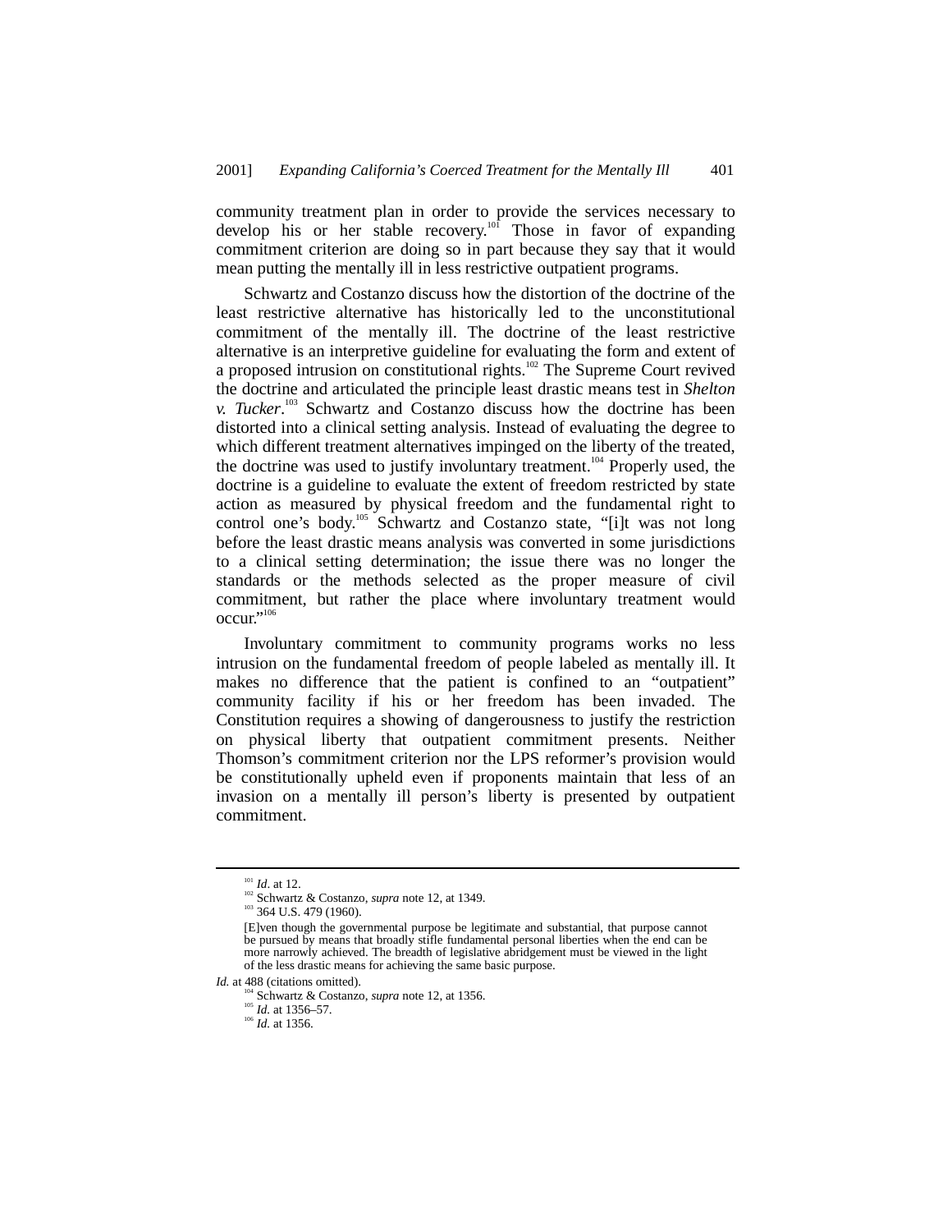community treatment plan in order to provide the services necessary to develop his or her stable recovery.[101] Those in favor of expanding commitment criterion are doing so in part because they say that it would mean putting the mentally ill in less restrictive outpatient programs.

Schwartz and Costanzo discuss how the distortion of the doctrine of the least restrictive alternative has historically led to the unconstitutional commitment of the mentally ill. The doctrine of the least restrictive alternative is an interpretive guideline for evaluating the form and extent of a proposed intrusion on constitutional rights.[102] The Supreme Court revived the doctrine and articulated the principle least drastic means test in *Shelton v. Tucker*.[103] Schwartz and Costanzo discuss how the doctrine has been distorted into a clinical setting analysis. Instead of evaluating the degree to which different treatment alternatives impinged on the liberty of the treated, the doctrine was used to justify involuntary treatment.[104] Properly used, the doctrine is a guideline to evaluate the extent of freedom restricted by state action as measured by physical freedom and the fundamental right to control one's body.[105] Schwartz and Costanzo state, "[i]t was not long before the least drastic means analysis was converted in some jurisdictions to a clinical setting determination; the issue there was no longer the standards or the methods selected as the proper measure of civil commitment, but rather the place where involuntary treatment would occur."[106]

Involuntary commitment to community programs works no less intrusion on the fundamental freedom of people labeled as mentally ill. It makes no difference that the patient is confined to an "outpatient" community facility if his or her freedom has been invaded. The Constitution requires a showing of dangerousness to justify the restriction on physical liberty that outpatient commitment presents. Neither Thomson's commitment criterion nor the LPS reformer's provision would be constitutionally upheld even if proponents maintain that less of an invasion on a mentally ill person's liberty is presented by outpatient commitment.

---

[101] *Id*. at 12.

[102] Schwartz & Costanzo, *supra* note 12, at 1349.

[103] 364 U.S. 479 (1960).

> [E]ven though the governmental purpose be legitimate and substantial, that purpose cannot be pursued by means that broadly stifle fundamental personal liberties when the end can be more narrowly achieved. The breadth of legislative abridgement must be viewed in the light of the less drastic means for achieving the same basic purpose.

*Id.* at 488 (citations omitted).

[104] Schwartz & Costanzo, *supra* note 12, at 1356.

[105] *Id.* at 1356–57.

[106] *Id.* at 1356.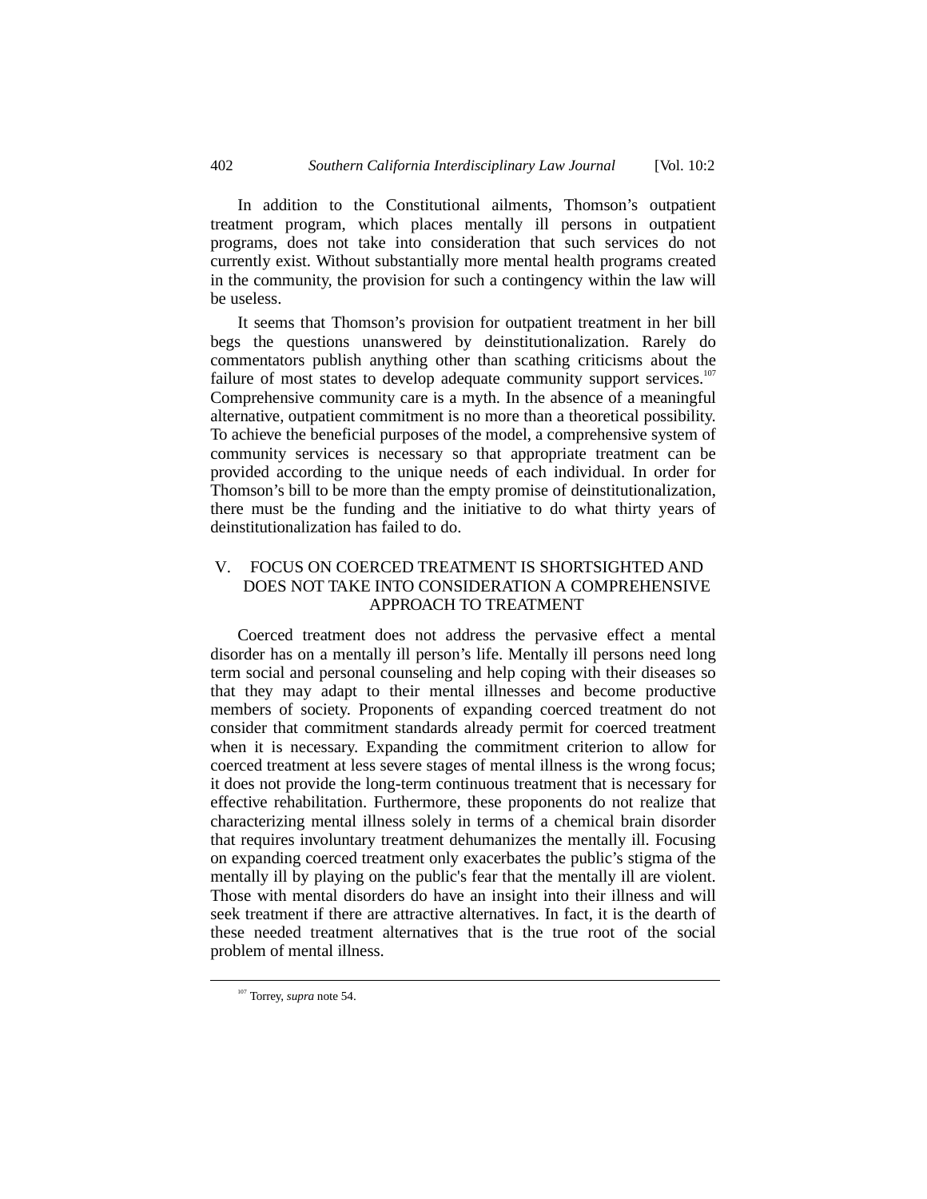In addition to the Constitutional ailments, Thomson's outpatient treatment program, which places mentally ill persons in outpatient programs, does not take into consideration that such services do not currently exist. Without substantially more mental health programs created in the community, the provision for such a contingency within the law will be useless.

It seems that Thomson's provision for outpatient treatment in her bill begs the questions unanswered by deinstitutionalization. Rarely do commentators publish anything other than scathing criticisms about the failure of most states to develop adequate community support services.[107] Comprehensive community care is a myth. In the absence of a meaningful alternative, outpatient commitment is no more than a theoretical possibility. To achieve the beneficial purposes of the model, a comprehensive system of community services is necessary so that appropriate treatment can be provided according to the unique needs of each individual. In order for Thomson's bill to be more than the empty promise of deinstitutionalization, there must be the funding and the initiative to do what thirty years of deinstitutionalization has failed to do.

## V. FOCUS ON COERCED TREATMENT IS SHORTSIGHTED AND DOES NOT TAKE INTO CONSIDERATION A COMPREHENSIVE APPROACH TO TREATMENT

Coerced treatment does not address the pervasive effect a mental disorder has on a mentally ill person's life. Mentally ill persons need long term social and personal counseling and help coping with their diseases so that they may adapt to their mental illnesses and become productive members of society. Proponents of expanding coerced treatment do not consider that commitment standards already permit for coerced treatment when it is necessary. Expanding the commitment criterion to allow for coerced treatment at less severe stages of mental illness is the wrong focus; it does not provide the long-term continuous treatment that is necessary for effective rehabilitation. Furthermore, these proponents do not realize that characterizing mental illness solely in terms of a chemical brain disorder that requires involuntary treatment dehumanizes the mentally ill. Focusing on expanding coerced treatment only exacerbates the public's stigma of the mentally ill by playing on the public's fear that the mentally ill are violent. Those with mental disorders do have an insight into their illness and will seek treatment if there are attractive alternatives. In fact, it is the dearth of these needed treatment alternatives that is the true root of the social problem of mental illness.

---

[107] Torrey, *supra* note 54.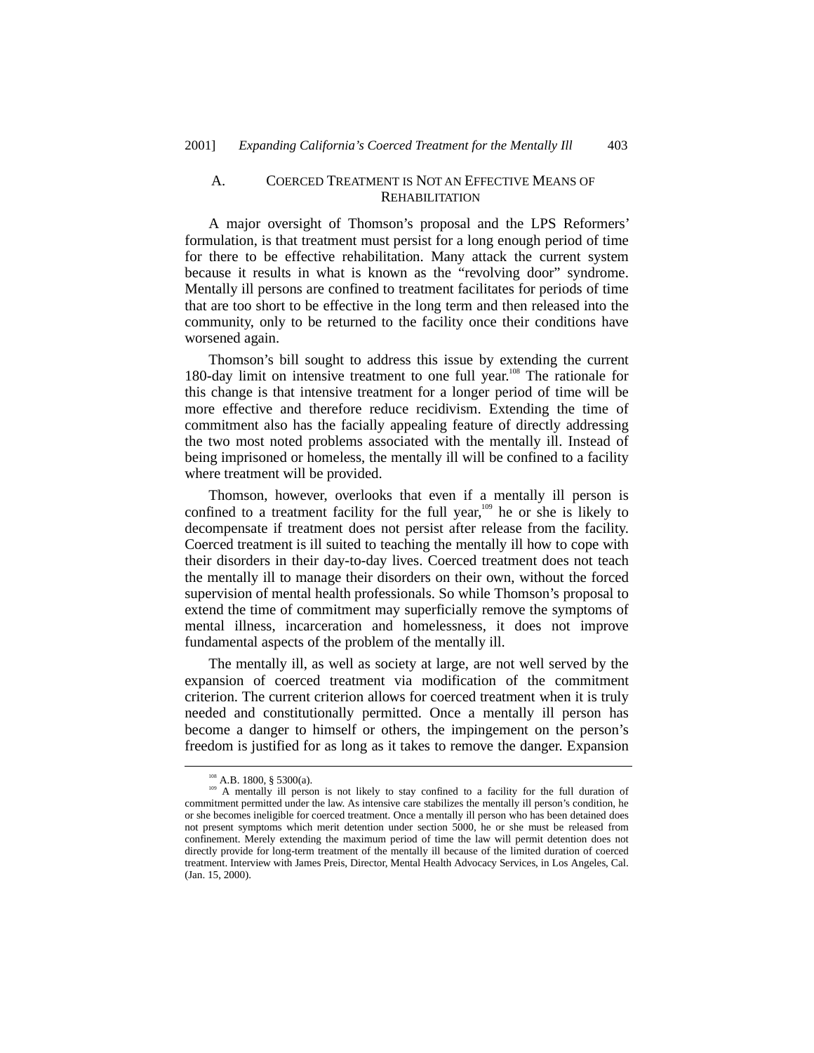### A. COERCED TREATMENT IS NOT AN EFFECTIVE MEANS OF REHABILITATION

A major oversight of Thomson's proposal and the LPS Reformers' formulation, is that treatment must persist for a long enough period of time for there to be effective rehabilitation. Many attack the current system because it results in what is known as the "revolving door" syndrome. Mentally ill persons are confined to treatment facilitates for periods of time that are too short to be effective in the long term and then released into the community, only to be returned to the facility once their conditions have worsened again.

Thomson's bill sought to address this issue by extending the current 180-day limit on intensive treatment to one full year.[108] The rationale for this change is that intensive treatment for a longer period of time will be more effective and therefore reduce recidivism. Extending the time of commitment also has the facially appealing feature of directly addressing the two most noted problems associated with the mentally ill. Instead of being imprisoned or homeless, the mentally ill will be confined to a facility where treatment will be provided.

Thomson, however, overlooks that even if a mentally ill person is confined to a treatment facility for the full year,[109] he or she is likely to decompensate if treatment does not persist after release from the facility. Coerced treatment is ill suited to teaching the mentally ill how to cope with their disorders in their day-to-day lives. Coerced treatment does not teach the mentally ill to manage their disorders on their own, without the forced supervision of mental health professionals. So while Thomson's proposal to extend the time of commitment may superficially remove the symptoms of mental illness, incarceration and homelessness, it does not improve fundamental aspects of the problem of the mentally ill.

The mentally ill, as well as society at large, are not well served by the expansion of coerced treatment via modification of the commitment criterion. The current criterion allows for coerced treatment when it is truly needed and constitutionally permitted. Once a mentally ill person has become a danger to himself or others, the impingement on the person's freedom is justified for as long as it takes to remove the danger. Expansion

---

[108] A.B. 1800, § 5300(a).

[109] A mentally ill person is not likely to stay confined to a facility for the full duration of commitment permitted under the law. As intensive care stabilizes the mentally ill person's condition, he or she becomes ineligible for coerced treatment. Once a mentally ill person who has been detained does not present symptoms which merit detention under section 5000, he or she must be released from confinement. Merely extending the maximum period of time the law will permit detention does not directly provide for long-term treatment of the mentally ill because of the limited duration of coerced treatment. Interview with James Preis, Director, Mental Health Advocacy Services, in Los Angeles, Cal. (Jan. 15, 2000).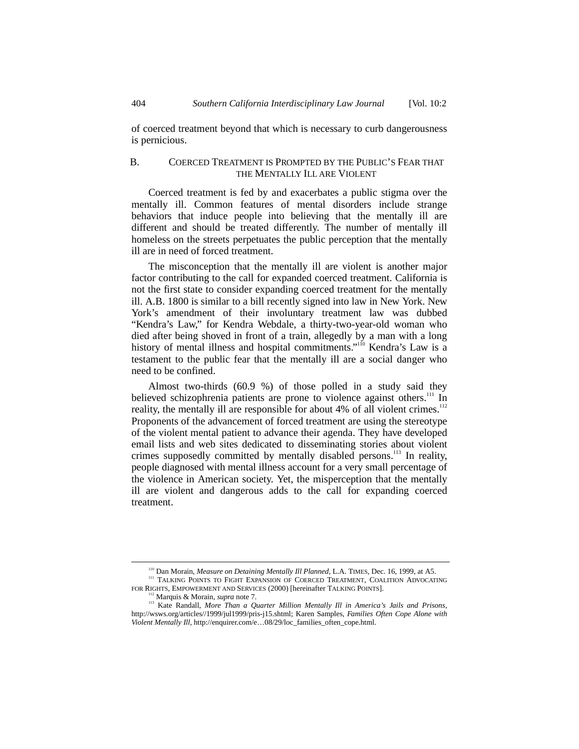of coerced treatment beyond that which is necessary to curb dangerousness is pernicious.

### B. COERCED TREATMENT IS PROMPTED BY THE PUBLIC'S FEAR THAT THE MENTALLY ILL ARE VIOLENT

Coerced treatment is fed by and exacerbates a public stigma over the mentally ill. Common features of mental disorders include strange behaviors that induce people into believing that the mentally ill are different and should be treated differently. The number of mentally ill homeless on the streets perpetuates the public perception that the mentally ill are in need of forced treatment.

The misconception that the mentally ill are violent is another major factor contributing to the call for expanded coerced treatment. California is not the first state to consider expanding coerced treatment for the mentally ill. A.B. 1800 is similar to a bill recently signed into law in New York. New York's amendment of their involuntary treatment law was dubbed "Kendra's Law," for Kendra Webdale, a thirty-two-year-old woman who died after being shoved in front of a train, allegedly by a man with a long history of mental illness and hospital commitments."[110] Kendra's Law is a testament to the public fear that the mentally ill are a social danger who need to be confined.

Almost two-thirds (60.9 %) of those polled in a study said they believed schizophrenia patients are prone to violence against others.[111] In reality, the mentally ill are responsible for about 4% of all violent crimes.[112] Proponents of the advancement of forced treatment are using the stereotype of the violent mental patient to advance their agenda. They have developed email lists and web sites dedicated to disseminating stories about violent crimes supposedly committed by mentally disabled persons.[113] In reality, people diagnosed with mental illness account for a very small percentage of the violence in American society. Yet, the misperception that the mentally ill are violent and dangerous adds to the call for expanding coerced treatment.

---

[110] Dan Morain, *Measure on Detaining Mentally Ill Planned*, L.A. TIMES, Dec. 16, 1999, at A5.

[111] TALKING POINTS TO FIGHT EXPANSION OF COERCED TREATMENT, COALITION ADVOCATING FOR RIGHTS, EMPOWERMENT AND SERVICES (2000) [hereinafter TALKING POINTS].

[112] Marquis & Morain, *supra* note 7.

[113] Kate Randall, *More Than a Quarter Million Mentally Ill in America's Jails and Prisons*, http://wsws.org/articles//1999/jul1999/pris-j15.shtml; Karen Samples, *Families Often Cope Alone with Violent Mentally Ill*, http://enquirer.com/e…08/29/loc_families_often_cope.html.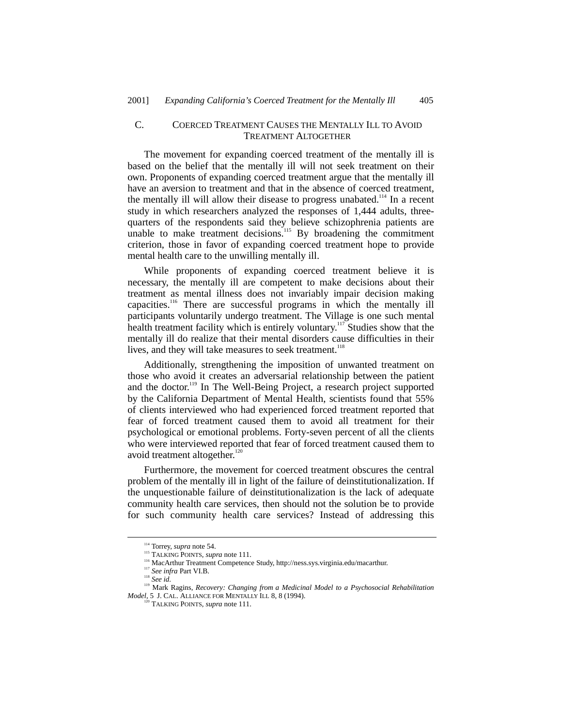### C. COERCED TREATMENT CAUSES THE MENTALLY ILL TO AVOID TREATMENT ALTOGETHER

The movement for expanding coerced treatment of the mentally ill is based on the belief that the mentally ill will not seek treatment on their own. Proponents of expanding coerced treatment argue that the mentally ill have an aversion to treatment and that in the absence of coerced treatment, the mentally ill will allow their disease to progress unabated.[114] In a recent study in which researchers analyzed the responses of 1,444 adults, three-quarters of the respondents said they believe schizophrenia patients are unable to make treatment decisions.[115] By broadening the commitment criterion, those in favor of expanding coerced treatment hope to provide mental health care to the unwilling mentally ill.

While proponents of expanding coerced treatment believe it is necessary, the mentally ill are competent to make decisions about their treatment as mental illness does not invariably impair decision making capacities.[116] There are successful programs in which the mentally ill participants voluntarily undergo treatment. The Village is one such mental health treatment facility which is entirely voluntary.[117] Studies show that the mentally ill do realize that their mental disorders cause difficulties in their lives, and they will take measures to seek treatment.[118]

Additionally, strengthening the imposition of unwanted treatment on those who avoid it creates an adversarial relationship between the patient and the doctor.[119] In The Well-Being Project, a research project supported by the California Department of Mental Health, scientists found that 55% of clients interviewed who had experienced forced treatment reported that fear of forced treatment caused them to avoid all treatment for their psychological or emotional problems. Forty-seven percent of all the clients who were interviewed reported that fear of forced treatment caused them to avoid treatment altogether.[120]

Furthermore, the movement for coerced treatment obscures the central problem of the mentally ill in light of the failure of deinstitutionalization. If the unquestionable failure of deinstitutionalization is the lack of adequate community health care services, then should not the solution be to provide for such community health care services? Instead of addressing this

---

[114] Torrey, *supra* note 54.

[115] TALKING POINTS, *supra* note 111.

[116] MacArthur Treatment Competence Study, http://ness.sys.virginia.edu/macarthur.

[117] *See infra* Part VI.B.

[118] *See id.*

[119] Mark Ragins, *Recovery: Changing from a Medicinal Model to a Psychosocial Rehabilitation Model*, 5 J. CAL. ALLIANCE FOR MENTALLY ILL 8, 8 (1994).

[120] TALKING POINTS, *supra* note 111.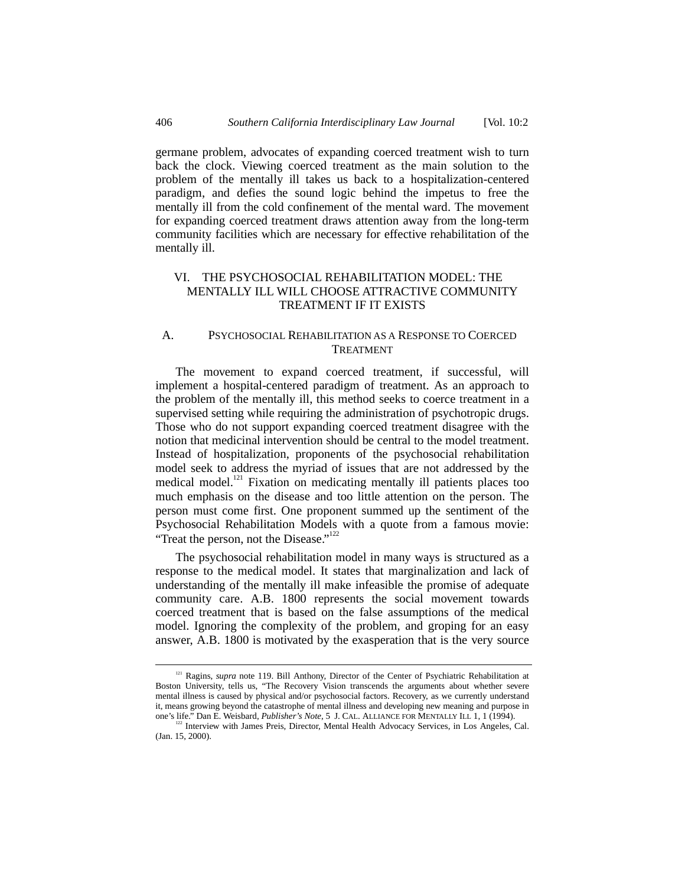germane problem, advocates of expanding coerced treatment wish to turn back the clock. Viewing coerced treatment as the main solution to the problem of the mentally ill takes us back to a hospitalization-centered paradigm, and defies the sound logic behind the impetus to free the mentally ill from the cold confinement of the mental ward. The movement for expanding coerced treatment draws attention away from the long-term community facilities which are necessary for effective rehabilitation of the mentally ill.

## VI. THE PSYCHOSOCIAL REHABILITATION MODEL: THE MENTALLY ILL WILL CHOOSE ATTRACTIVE COMMUNITY TREATMENT IF IT EXISTS

### A. PSYCHOSOCIAL REHABILITATION AS A RESPONSE TO COERCED TREATMENT

The movement to expand coerced treatment, if successful, will implement a hospital-centered paradigm of treatment. As an approach to the problem of the mentally ill, this method seeks to coerce treatment in a supervised setting while requiring the administration of psychotropic drugs. Those who do not support expanding coerced treatment disagree with the notion that medicinal intervention should be central to the model treatment. Instead of hospitalization, proponents of the psychosocial rehabilitation model seek to address the myriad of issues that are not addressed by the medical model.[121] Fixation on medicating mentally ill patients places too much emphasis on the disease and too little attention on the person. The person must come first. One proponent summed up the sentiment of the Psychosocial Rehabilitation Models with a quote from a famous movie: "Treat the person, not the Disease."[122]

The psychosocial rehabilitation model in many ways is structured as a response to the medical model. It states that marginalization and lack of understanding of the mentally ill make infeasible the promise of adequate community care. A.B. 1800 represents the social movement towards coerced treatment that is based on the false assumptions of the medical model. Ignoring the complexity of the problem, and groping for an easy answer, A.B. 1800 is motivated by the exasperation that is the very source

---

[121] Ragins, *supra* note 119. Bill Anthony, Director of the Center of Psychiatric Rehabilitation at Boston University, tells us, "The Recovery Vision transcends the arguments about whether severe mental illness is caused by physical and/or psychosocial factors. Recovery, as we currently understand it, means growing beyond the catastrophe of mental illness and developing new meaning and purpose in one's life." Dan E. Weisbard, *Publisher's Note*, 5 J. CAL. ALLIANCE FOR MENTALLY ILL 1, 1 (1994).

[122] Interview with James Preis, Director, Mental Health Advocacy Services, in Los Angeles, Cal. (Jan. 15, 2000).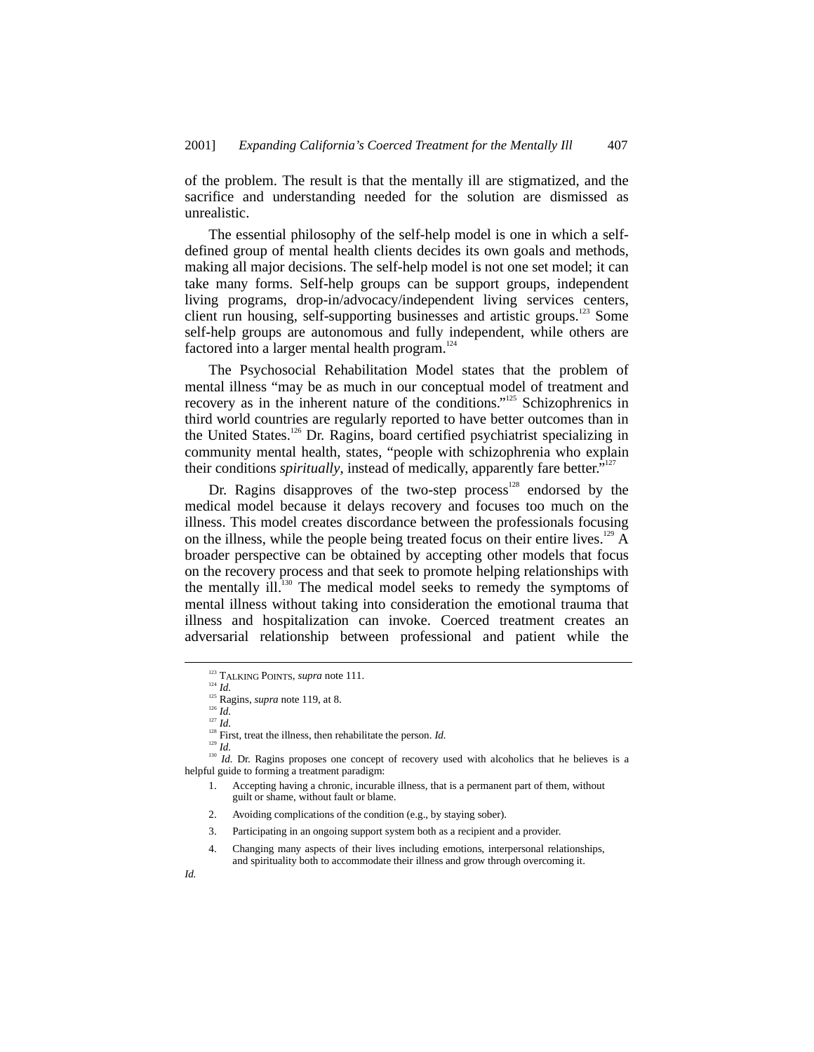of the problem. The result is that the mentally ill are stigmatized, and the sacrifice and understanding needed for the solution are dismissed as unrealistic.

The essential philosophy of the self-help model is one in which a self-defined group of mental health clients decides its own goals and methods, making all major decisions. The self-help model is not one set model; it can take many forms. Self-help groups can be support groups, independent living programs, drop-in/advocacy/independent living services centers, client run housing, self-supporting businesses and artistic groups.[123] Some self-help groups are autonomous and fully independent, while others are factored into a larger mental health program.[124]

The Psychosocial Rehabilitation Model states that the problem of mental illness "may be as much in our conceptual model of treatment and recovery as in the inherent nature of the conditions."[125] Schizophrenics in third world countries are regularly reported to have better outcomes than in the United States.[126] Dr. Ragins, board certified psychiatrist specializing in community mental health, states, "people with schizophrenia who explain their conditions *spiritually*, instead of medically, apparently fare better."[127]

Dr. Ragins disapproves of the two-step process[128] endorsed by the medical model because it delays recovery and focuses too much on the illness. This model creates discordance between the professionals focusing on the illness, while the people being treated focus on their entire lives.[129] A broader perspective can be obtained by accepting other models that focus on the recovery process and that seek to promote helping relationships with the mentally ill.[130] The medical model seeks to remedy the symptoms of mental illness without taking into consideration the emotional trauma that illness and hospitalization can invoke. Coerced treatment creates an adversarial relationship between professional and patient while the

---

[123] TALKING POINTS, *supra* note 111.

[124] *Id.*

[125] Ragins, *supra* note 119, at 8.

[126] *Id.*

[127] *Id.*

[128] First, treat the illness, then rehabilitate the person. *Id.*

[129] *Id.*

[130] *Id.* Dr. Ragins proposes one concept of recovery used with alcoholics that he believes is a helpful guide to forming a treatment paradigm:

1. Accepting having a chronic, incurable illness, that is a permanent part of them, without guilt or shame, without fault or blame.
2. Avoiding complications of the condition (e.g., by staying sober).
3. Participating in an ongoing support system both as a recipient and a provider.
4. Changing many aspects of their lives including emotions, interpersonal relationships, and spirituality both to accommodate their illness and grow through overcoming it.

*Id.*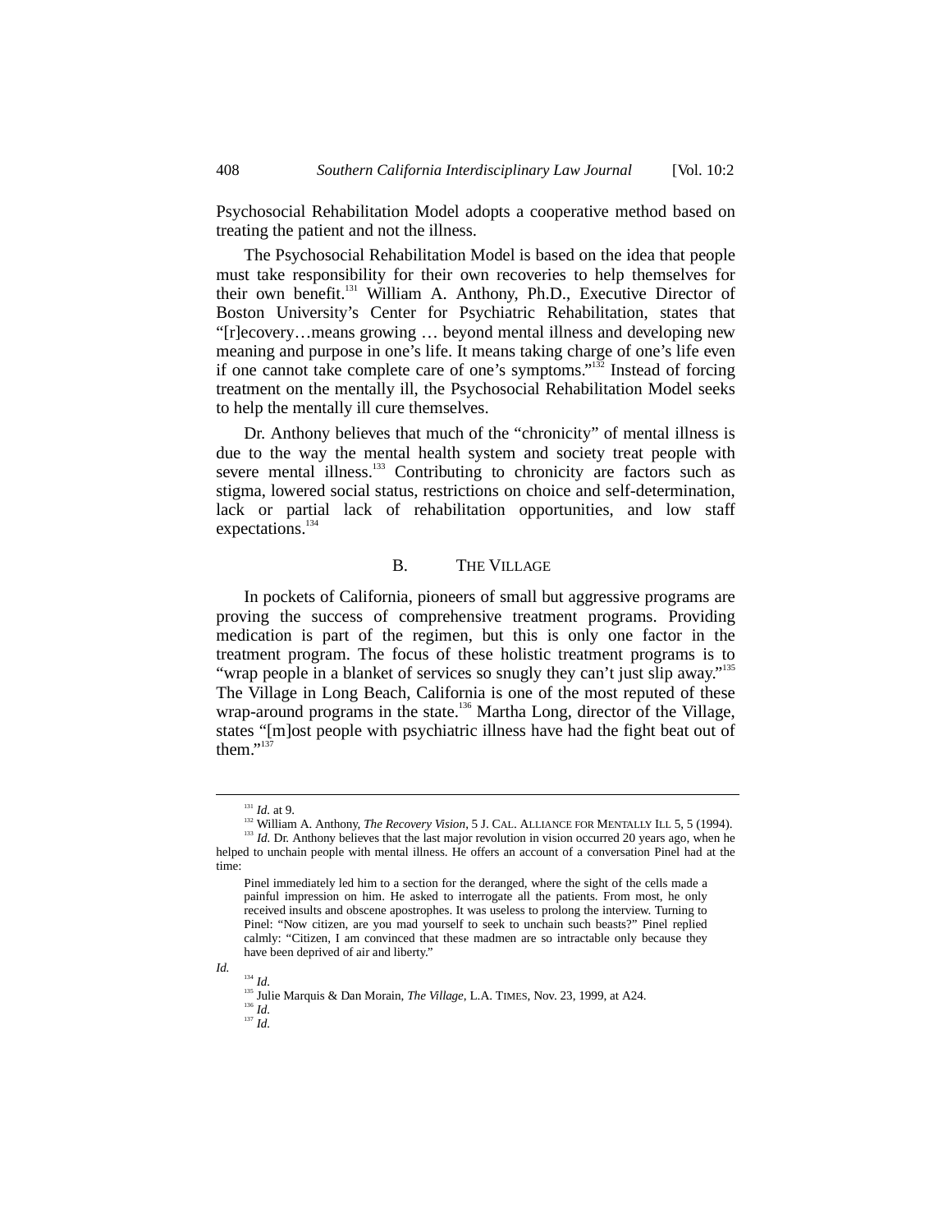Psychosocial Rehabilitation Model adopts a cooperative method based on treating the patient and not the illness.

The Psychosocial Rehabilitation Model is based on the idea that people must take responsibility for their own recoveries to help themselves for their own benefit.[131] William A. Anthony, Ph.D., Executive Director of Boston University's Center for Psychiatric Rehabilitation, states that "[r]ecovery…means growing … beyond mental illness and developing new meaning and purpose in one's life. It means taking charge of one's life even if one cannot take complete care of one's symptoms."[132] Instead of forcing treatment on the mentally ill, the Psychosocial Rehabilitation Model seeks to help the mentally ill cure themselves.

Dr. Anthony believes that much of the "chronicity" of mental illness is due to the way the mental health system and society treat people with severe mental illness.[133] Contributing to chronicity are factors such as stigma, lowered social status, restrictions on choice and self-determination, lack or partial lack of rehabilitation opportunities, and low staff expectations.[134]

### B. THE VILLAGE

In pockets of California, pioneers of small but aggressive programs are proving the success of comprehensive treatment programs. Providing medication is part of the regimen, but this is only one factor in the treatment program. The focus of these holistic treatment programs is to "wrap people in a blanket of services so snugly they can't just slip away."[135] The Village in Long Beach, California is one of the most reputed of these wrap-around programs in the state.[136] Martha Long, director of the Village, states "[m]ost people with psychiatric illness have had the fight beat out of them."[137]

---

[131] *Id.* at 9.

[132] William A. Anthony, *The Recovery Vision*, 5 J. CAL. ALLIANCE FOR MENTALLY ILL 5, 5 (1994).

[133] *Id.* Dr. Anthony believes that the last major revolution in vision occurred 20 years ago, when he helped to unchain people with mental illness. He offers an account of a conversation Pinel had at the time:

> Pinel immediately led him to a section for the deranged, where the sight of the cells made a painful impression on him. He asked to interrogate all the patients. From most, he only received insults and obscene apostrophes. It was useless to prolong the interview. Turning to Pinel: "Now citizen, are you mad yourself to seek to unchain such beasts?" Pinel replied calmly: "Citizen, I am convinced that these madmen are so intractable only because they have been deprived of air and liberty."

*Id.*

[134] *Id.*

[135] Julie Marquis & Dan Morain, *The Village*, L.A. TIMES, Nov. 23, 1999, at A24.

[136] *Id.*

[137] *Id.*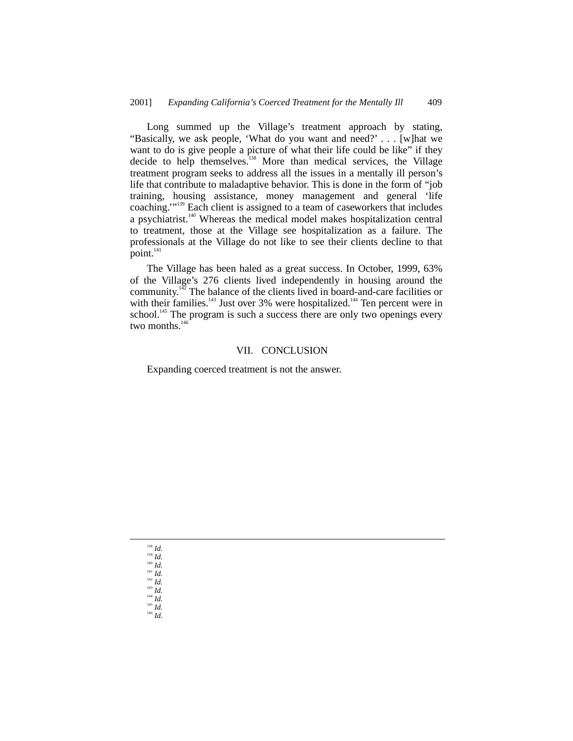Long summed up the Village's treatment approach by stating, "Basically, we ask people, 'What do you want and need?' . . . [w]hat we want to do is give people a picture of what their life could be like" if they decide to help themselves.[138] More than medical services, the Village treatment program seeks to address all the issues in a mentally ill person's life that contribute to maladaptive behavior. This is done in the form of "job training, housing assistance, money management and general 'life coaching.'"[139] Each client is assigned to a team of caseworkers that includes a psychiatrist.[140] Whereas the medical model makes hospitalization central to treatment, those at the Village see hospitalization as a failure. The professionals at the Village do not like to see their clients decline to that point.[141]

The Village has been haled as a great success. In October, 1999, 63% of the Village's 276 clients lived independently in housing around the community.[142] The balance of the clients lived in board-and-care facilities or with their families.[143] Just over 3% were hospitalized.[144] Ten percent were in school.[145] The program is such a success there are only two openings every two months.[146]

## VII. CONCLUSION

Expanding coerced treatment is not the answer.

---

[138] *Id.*
[139] *Id.*
[140] *Id.*
[141] *Id.*
[142] *Id.*
[143] *Id.*
[144] *Id.*
[145] *Id.*
[146] *Id.*